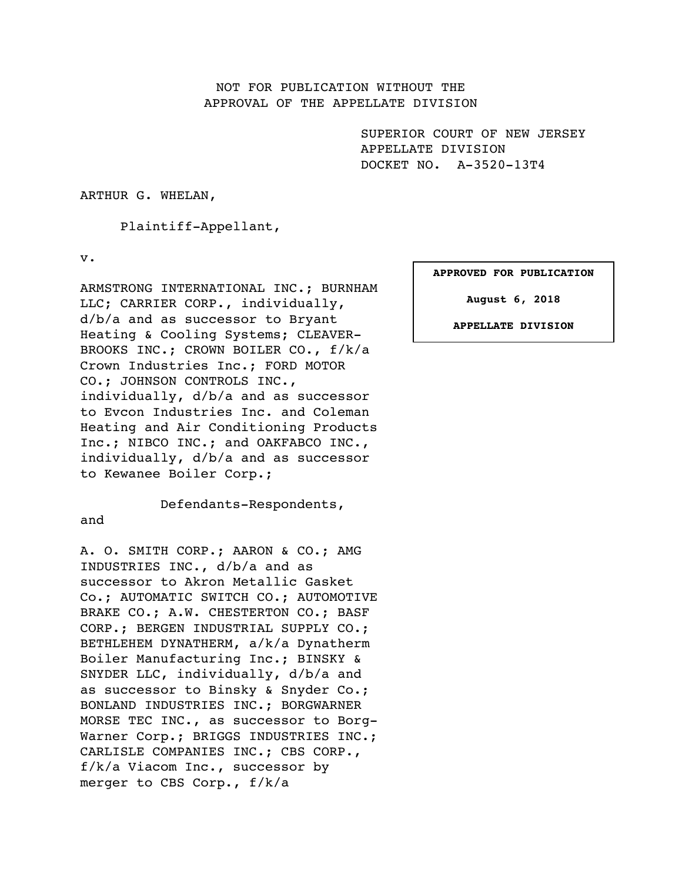NOT FOR PUBLICATION WITHOUT THE
APPROVAL OF THE APPELLATE DIVISION

SUPERIOR COURT OF NEW JERSEY
APPELLATE DIVISION
DOCKET NO. A-3520-13T4

**APPROVED FOR PUBLICATION**

**August 6, 2018**

**APPELLATE DIVISION**

ARTHUR G. WHELAN,

Plaintiff-Appellant,

v.

ARMSTRONG INTERNATIONAL INC.; BURNHAM LLC; CARRIER CORP., individually, d/b/a and as successor to Bryant Heating & Cooling Systems; CLEAVER-BROOKS INC.; CROWN BOILER CO., f/k/a Crown Industries Inc.; FORD MOTOR CO.; JOHNSON CONTROLS INC., individually, d/b/a and as successor to Evcon Industries Inc. and Coleman Heating and Air Conditioning Products Inc.; NIBCO INC.; and OAKFABCO INC., individually, d/b/a and as successor to Kewanee Boiler Corp.;

Defendants-Respondents,

and

A. O. SMITH CORP.; AARON & CO.; AMG INDUSTRIES INC., d/b/a and as successor to Akron Metallic Gasket Co.; AUTOMATIC SWITCH CO.; AUTOMOTIVE BRAKE CO.; A.W. CHESTERTON CO.; BASF CORP.; BERGEN INDUSTRIAL SUPPLY CO.; BETHLEHEM DYNATHERM, a/k/a Dynatherm Boiler Manufacturing Inc.; BINSKY & SNYDER LLC, individually, d/b/a and as successor to Binsky & Snyder Co.; BONLAND INDUSTRIES INC.; BORGWARNER MORSE TEC INC., as successor to Borg-Warner Corp.; BRIGGS INDUSTRIES INC.; CARLISLE COMPANIES INC.; CBS CORP., f/k/a Viacom Inc., successor by merger to CBS Corp., f/k/a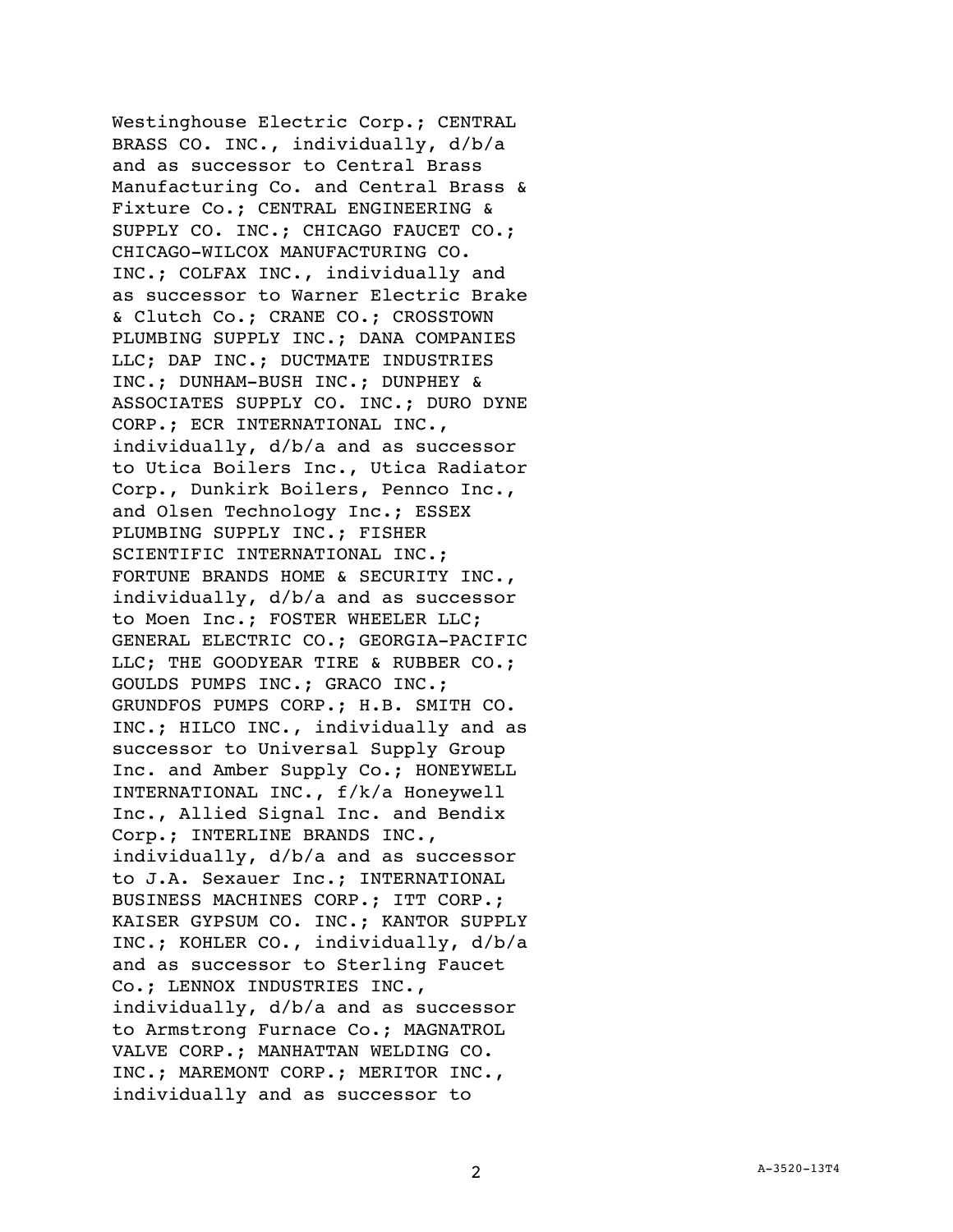Westinghouse Electric Corp.; CENTRAL BRASS CO. INC., individually, d/b/a and as successor to Central Brass Manufacturing Co. and Central Brass & Fixture Co.; CENTRAL ENGINEERING & SUPPLY CO. INC.; CHICAGO FAUCET CO.; CHICAGO-WILCOX MANUFACTURING CO. INC.; COLFAX INC., individually and as successor to Warner Electric Brake & Clutch Co.; CRANE CO.; CROSSTOWN PLUMBING SUPPLY INC.; DANA COMPANIES LLC; DAP INC.; DUCTMATE INDUSTRIES INC.; DUNHAM-BUSH INC.; DUNPHEY & ASSOCIATES SUPPLY CO. INC.; DURO DYNE CORP.; ECR INTERNATIONAL INC., individually, d/b/a and as successor to Utica Boilers Inc., Utica Radiator Corp., Dunkirk Boilers, Pennco Inc., and Olsen Technology Inc.; ESSEX PLUMBING SUPPLY INC.; FISHER SCIENTIFIC INTERNATIONAL INC.; FORTUNE BRANDS HOME & SECURITY INC., individually, d/b/a and as successor to Moen Inc.; FOSTER WHEELER LLC; GENERAL ELECTRIC CO.; GEORGIA-PACIFIC LLC; THE GOODYEAR TIRE & RUBBER CO.; GOULDS PUMPS INC.; GRACO INC.; GRUNDFOS PUMPS CORP.; H.B. SMITH CO. INC.; HILCO INC., individually and as successor to Universal Supply Group Inc. and Amber Supply Co.; HONEYWELL INTERNATIONAL INC., f/k/a Honeywell Inc., Allied Signal Inc. and Bendix Corp.; INTERLINE BRANDS INC., individually, d/b/a and as successor to J.A. Sexauer Inc.; INTERNATIONAL BUSINESS MACHINES CORP.; ITT CORP.; KAISER GYPSUM CO. INC.; KANTOR SUPPLY INC.; KOHLER CO., individually, d/b/a and as successor to Sterling Faucet Co.; LENNOX INDUSTRIES INC., individually, d/b/a and as successor to Armstrong Furnace Co.; MAGNATROL VALVE CORP.; MANHATTAN WELDING CO. INC.; MAREMONT CORP.; MERITOR INC., individually and as successor to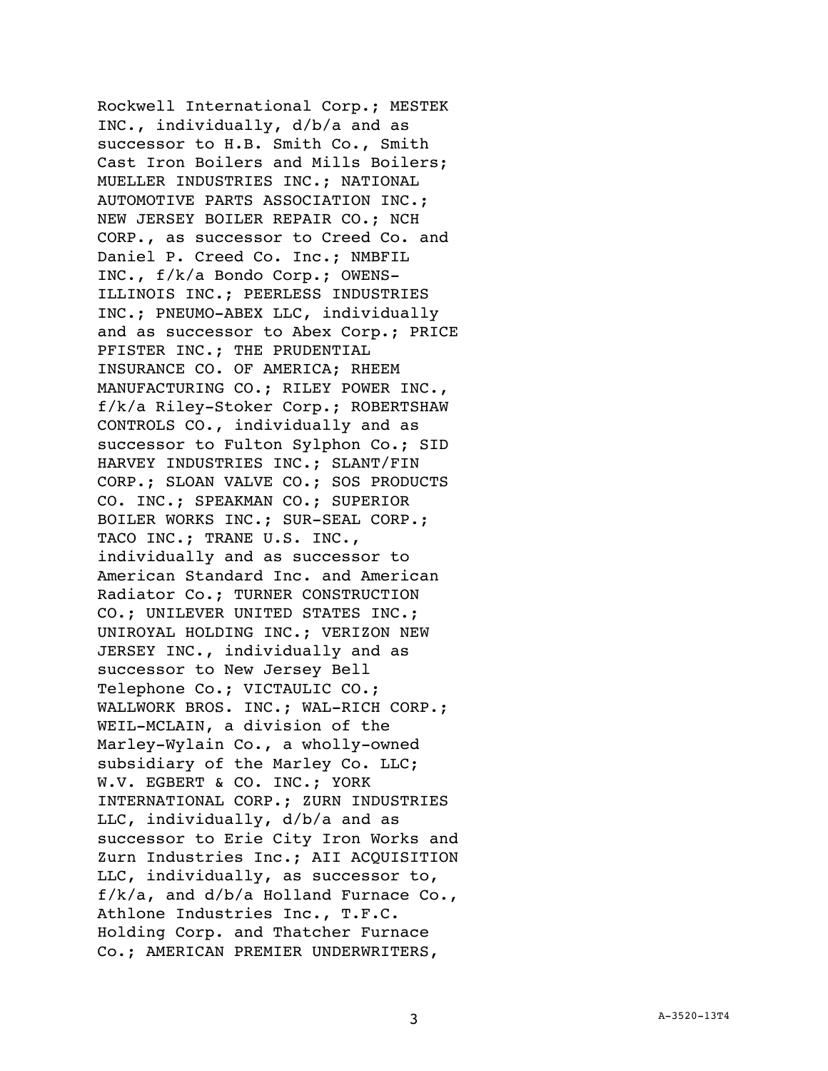Rockwell International Corp.; MESTEK INC., individually, d/b/a and as successor to H.B. Smith Co., Smith Cast Iron Boilers and Mills Boilers; MUELLER INDUSTRIES INC.; NATIONAL AUTOMOTIVE PARTS ASSOCIATION INC.; NEW JERSEY BOILER REPAIR CO.; NCH CORP., as successor to Creed Co. and Daniel P. Creed Co. Inc.; NMBFIL INC., f/k/a Bondo Corp.; OWENS-ILLINOIS INC.; PEERLESS INDUSTRIES INC.; PNEUMO-ABEX LLC, individually and as successor to Abex Corp.; PRICE PFISTER INC.; THE PRUDENTIAL INSURANCE CO. OF AMERICA; RHEEM MANUFACTURING CO.; RILEY POWER INC., f/k/a Riley-Stoker Corp.; ROBERTSHAW CONTROLS CO., individually and as successor to Fulton Sylphon Co.; SID HARVEY INDUSTRIES INC.; SLANT/FIN CORP.; SLOAN VALVE CO.; SOS PRODUCTS CO. INC.; SPEAKMAN CO.; SUPERIOR BOILER WORKS INC.; SUR-SEAL CORP.; TACO INC.; TRANE U.S. INC., individually and as successor to American Standard Inc. and American Radiator Co.; TURNER CONSTRUCTION CO.; UNILEVER UNITED STATES INC.; UNIROYAL HOLDING INC.; VERIZON NEW JERSEY INC., individually and as successor to New Jersey Bell Telephone Co.; VICTAULIC CO.; WALLWORK BROS. INC.; WAL-RICH CORP.; WEIL-MCLAIN, a division of the Marley-Wylain Co., a wholly-owned subsidiary of the Marley Co. LLC; W.V. EGBERT & CO. INC.; YORK INTERNATIONAL CORP.; ZURN INDUSTRIES LLC, individually, d/b/a and as successor to Erie City Iron Works and Zurn Industries Inc.; AII ACQUISITION LLC, individually, as successor to, f/k/a, and d/b/a Holland Furnace Co., Athlone Industries Inc., T.F.C. Holding Corp. and Thatcher Furnace Co.; AMERICAN PREMIER UNDERWRITERS,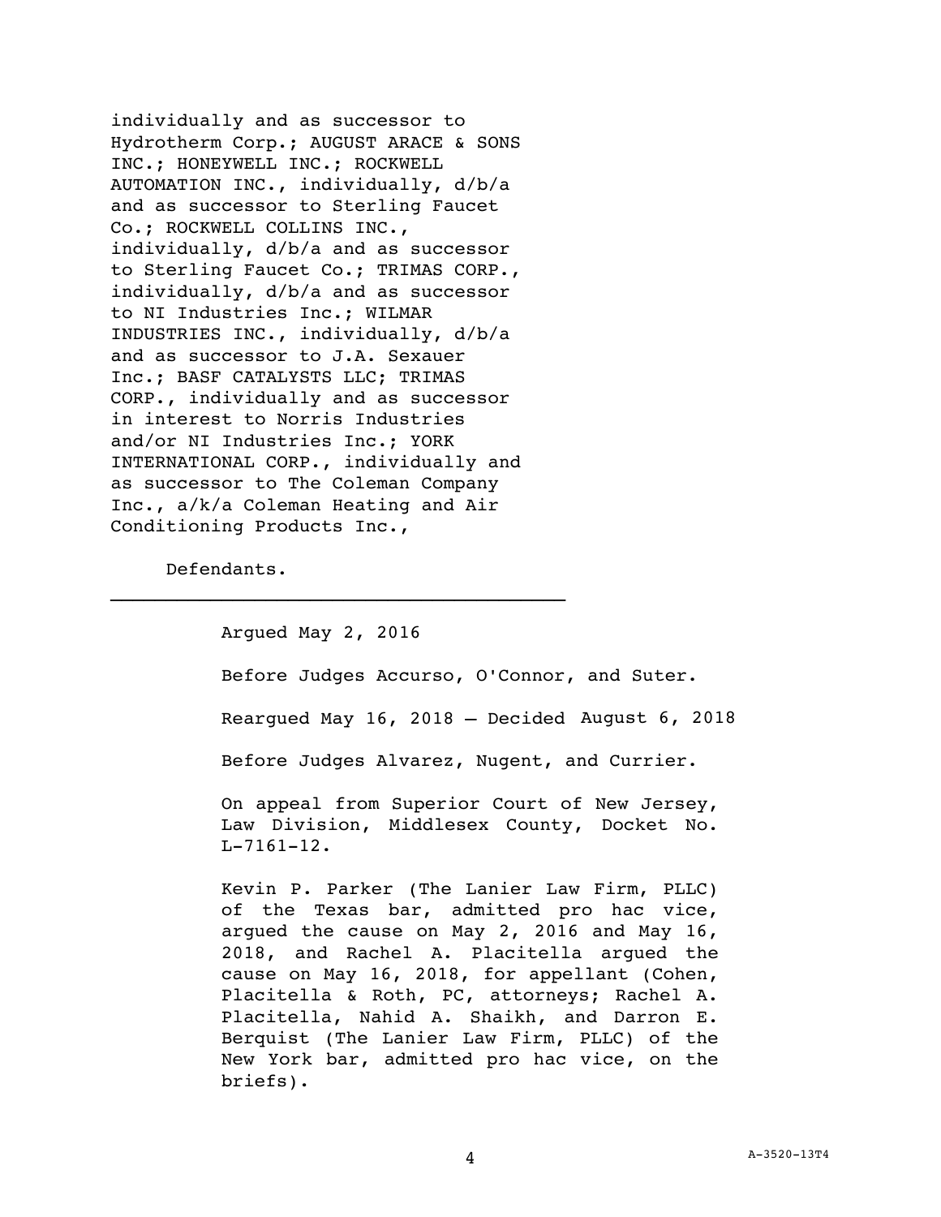individually and as successor to Hydrotherm Corp.; AUGUST ARACE & SONS INC.; HONEYWELL INC.; ROCKWELL AUTOMATION INC., individually, d/b/a and as successor to Sterling Faucet Co.; ROCKWELL COLLINS INC., individually, d/b/a and as successor to Sterling Faucet Co.; TRIMAS CORP., individually, d/b/a and as successor to NI Industries Inc.; WILMAR INDUSTRIES INC., individually, d/b/a and as successor to J.A. Sexauer Inc.; BASF CATALYSTS LLC; TRIMAS CORP., individually and as successor in interest to Norris Industries and/or NI Industries Inc.; YORK INTERNATIONAL CORP., individually and as successor to The Coleman Company Inc., a/k/a Coleman Heating and Air Conditioning Products Inc.,

Defendants.

---

Argued May 2, 2016

Before Judges Accurso, O'Connor, and Suter.

Reargued May 16, 2018 – Decided August 6, 2018

Before Judges Alvarez, Nugent, and Currier.

On appeal from Superior Court of New Jersey, Law Division, Middlesex County, Docket No. L-7161-12.

Kevin P. Parker (The Lanier Law Firm, PLLC) of the Texas bar, admitted pro hac vice, argued the cause on May 2, 2016 and May 16, 2018, and Rachel A. Placitella argued the cause on May 16, 2018, for appellant (Cohen, Placitella & Roth, PC, attorneys; Rachel A. Placitella, Nahid A. Shaikh, and Darron E. Berquist (The Lanier Law Firm, PLLC) of the New York bar, admitted pro hac vice, on the briefs).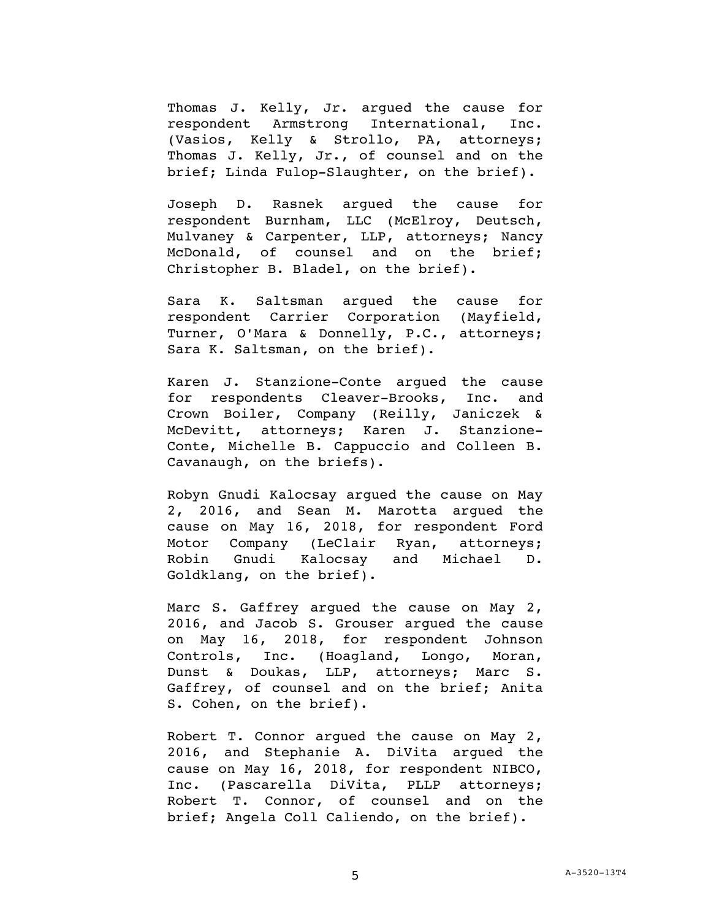Thomas J. Kelly, Jr. argued the cause for respondent Armstrong International, Inc. (Vasios, Kelly & Strollo, PA, attorneys; Thomas J. Kelly, Jr., of counsel and on the brief; Linda Fulop-Slaughter, on the brief).

Joseph D. Rasnek argued the cause for respondent Burnham, LLC (McElroy, Deutsch, Mulvaney & Carpenter, LLP, attorneys; Nancy McDonald, of counsel and on the brief; Christopher B. Bladel, on the brief).

Sara K. Saltsman argued the cause for respondent Carrier Corporation (Mayfield, Turner, O'Mara & Donnelly, P.C., attorneys; Sara K. Saltsman, on the brief).

Karen J. Stanzione-Conte argued the cause for respondents Cleaver-Brooks, Inc. and Crown Boiler, Company (Reilly, Janiczek & McDevitt, attorneys; Karen J. Stanzione-Conte, Michelle B. Cappuccio and Colleen B. Cavanaugh, on the briefs).

Robyn Gnudi Kalocsay argued the cause on May 2, 2016, and Sean M. Marotta argued the cause on May 16, 2018, for respondent Ford Motor Company (LeClair Ryan, attorneys; Robin Gnudi Kalocsay and Michael D. Goldklang, on the brief).

Marc S. Gaffrey argued the cause on May 2, 2016, and Jacob S. Grouser argued the cause on May 16, 2018, for respondent Johnson Controls, Inc. (Hoagland, Longo, Moran, Dunst & Doukas, LLP, attorneys; Marc S. Gaffrey, of counsel and on the brief; Anita S. Cohen, on the brief).

Robert T. Connor argued the cause on May 2, 2016, and Stephanie A. DiVita argued the cause on May 16, 2018, for respondent NIBCO, Inc. (Pascarella DiVita, PLLP attorneys; Robert T. Connor, of counsel and on the brief; Angela Coll Caliendo, on the brief).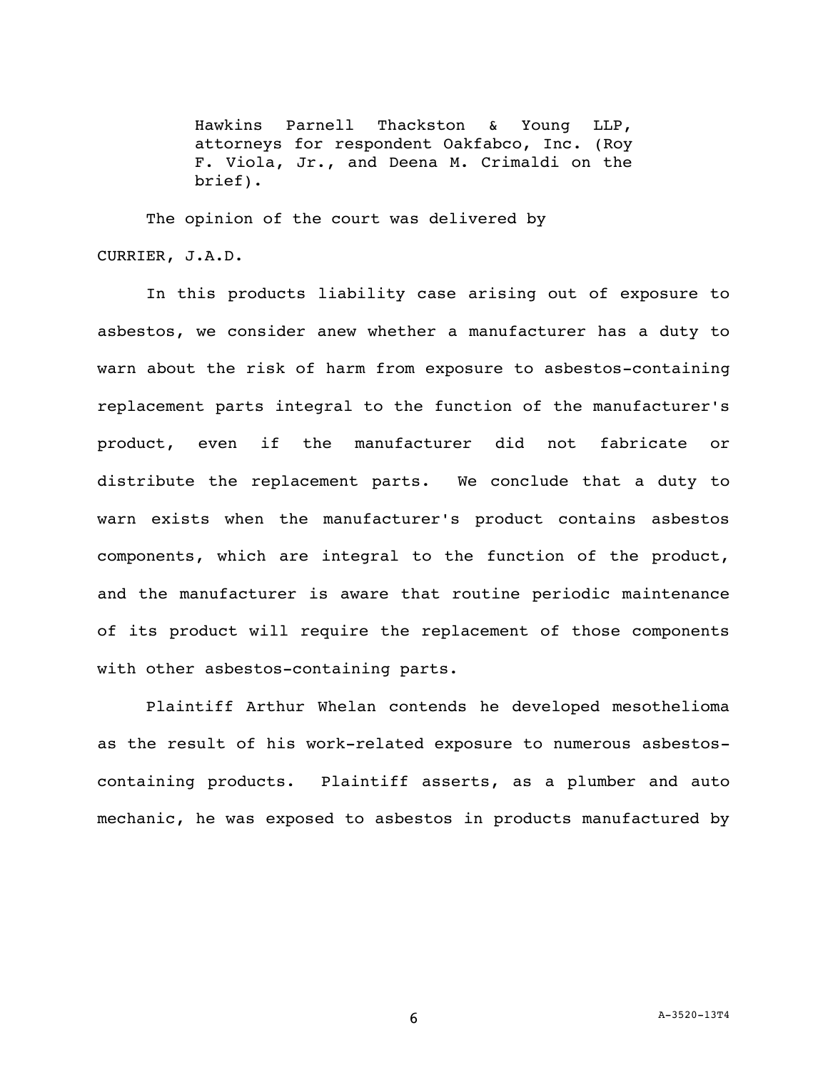Hawkins Parnell Thackston & Young LLP, attorneys for respondent Oakfabco, Inc. (Roy F. Viola, Jr., and Deena M. Crimaldi on the brief).

The opinion of the court was delivered by

CURRIER, J.A.D.

In this products liability case arising out of exposure to asbestos, we consider anew whether a manufacturer has a duty to warn about the risk of harm from exposure to asbestos-containing replacement parts integral to the function of the manufacturer's product, even if the manufacturer did not fabricate or distribute the replacement parts. We conclude that a duty to warn exists when the manufacturer's product contains asbestos components, which are integral to the function of the product, and the manufacturer is aware that routine periodic maintenance of its product will require the replacement of those components with other asbestos-containing parts.

Plaintiff Arthur Whelan contends he developed mesothelioma as the result of his work-related exposure to numerous asbestos-containing products. Plaintiff asserts, as a plumber and auto mechanic, he was exposed to asbestos in products manufactured by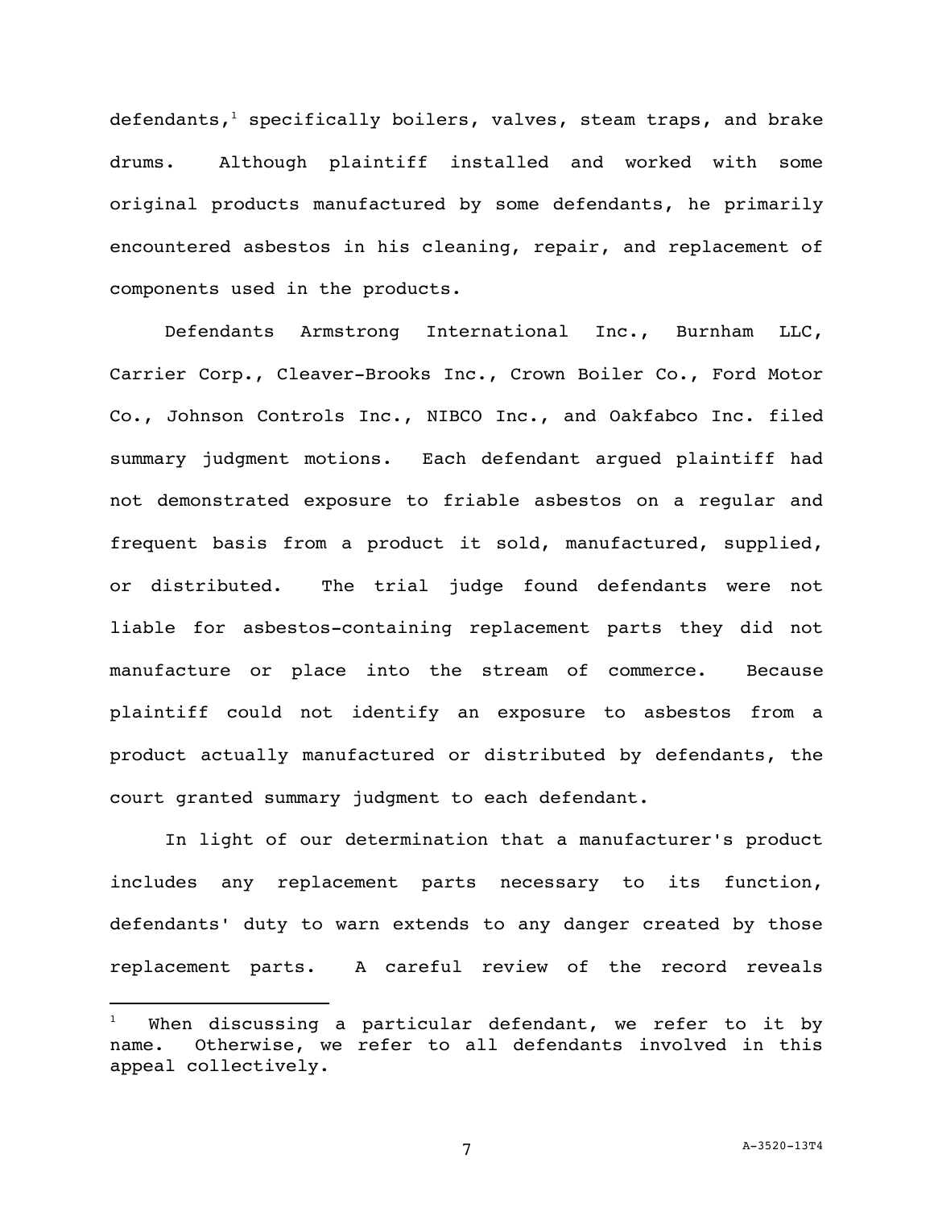defendants,[1] specifically boilers, valves, steam traps, and brake drums. Although plaintiff installed and worked with some original products manufactured by some defendants, he primarily encountered asbestos in his cleaning, repair, and replacement of components used in the products.

Defendants Armstrong International Inc., Burnham LLC, Carrier Corp., Cleaver-Brooks Inc., Crown Boiler Co., Ford Motor Co., Johnson Controls Inc., NIBCO Inc., and Oakfabco Inc. filed summary judgment motions. Each defendant argued plaintiff had not demonstrated exposure to friable asbestos on a regular and frequent basis from a product it sold, manufactured, supplied, or distributed. The trial judge found defendants were not liable for asbestos-containing replacement parts they did not manufacture or place into the stream of commerce. Because plaintiff could not identify an exposure to asbestos from a product actually manufactured or distributed by defendants, the court granted summary judgment to each defendant.

In light of our determination that a manufacturer's product includes any replacement parts necessary to its function, defendants' duty to warn extends to any danger created by those replacement parts. A careful review of the record reveals

[1] When discussing a particular defendant, we refer to it by name. Otherwise, we refer to all defendants involved in this appeal collectively.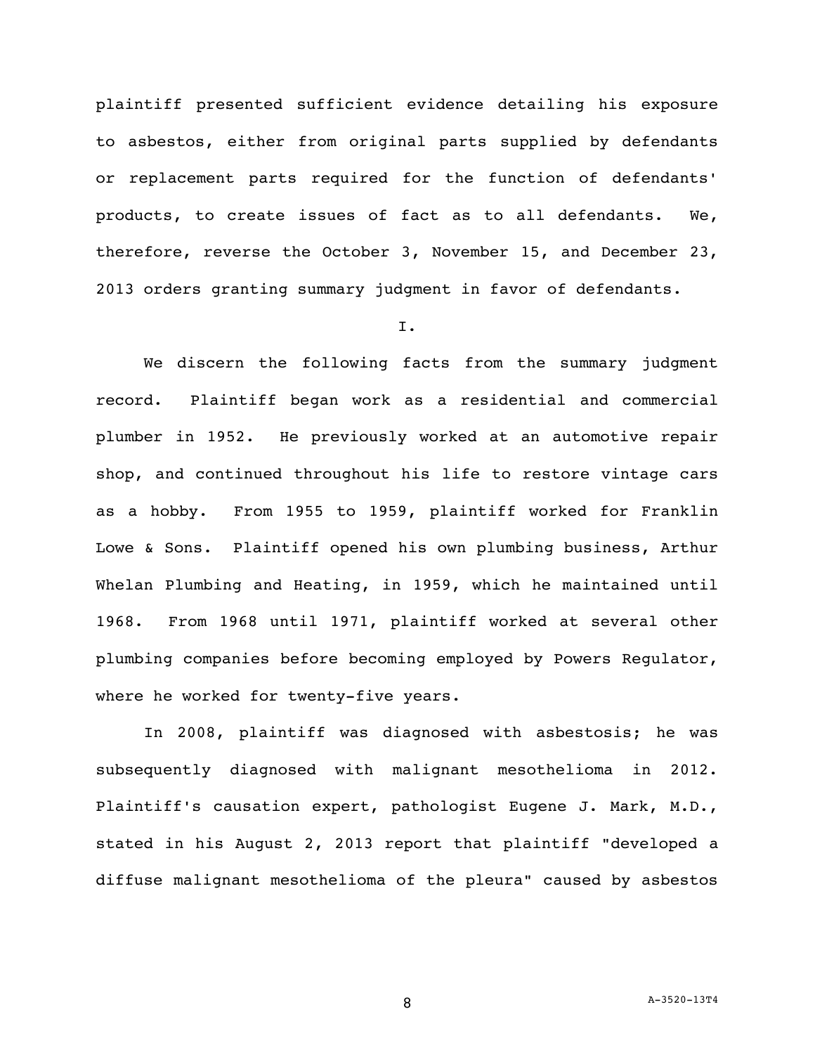plaintiff presented sufficient evidence detailing his exposure to asbestos, either from original parts supplied by defendants or replacement parts required for the function of defendants' products, to create issues of fact as to all defendants. We, therefore, reverse the October 3, November 15, and December 23, 2013 orders granting summary judgment in favor of defendants.

I.

We discern the following facts from the summary judgment record. Plaintiff began work as a residential and commercial plumber in 1952. He previously worked at an automotive repair shop, and continued throughout his life to restore vintage cars as a hobby. From 1955 to 1959, plaintiff worked for Franklin Lowe & Sons. Plaintiff opened his own plumbing business, Arthur Whelan Plumbing and Heating, in 1959, which he maintained until 1968. From 1968 until 1971, plaintiff worked at several other plumbing companies before becoming employed by Powers Regulator, where he worked for twenty-five years.

In 2008, plaintiff was diagnosed with asbestosis; he was subsequently diagnosed with malignant mesothelioma in 2012. Plaintiff's causation expert, pathologist Eugene J. Mark, M.D., stated in his August 2, 2013 report that plaintiff "developed a diffuse malignant mesothelioma of the pleura" caused by asbestos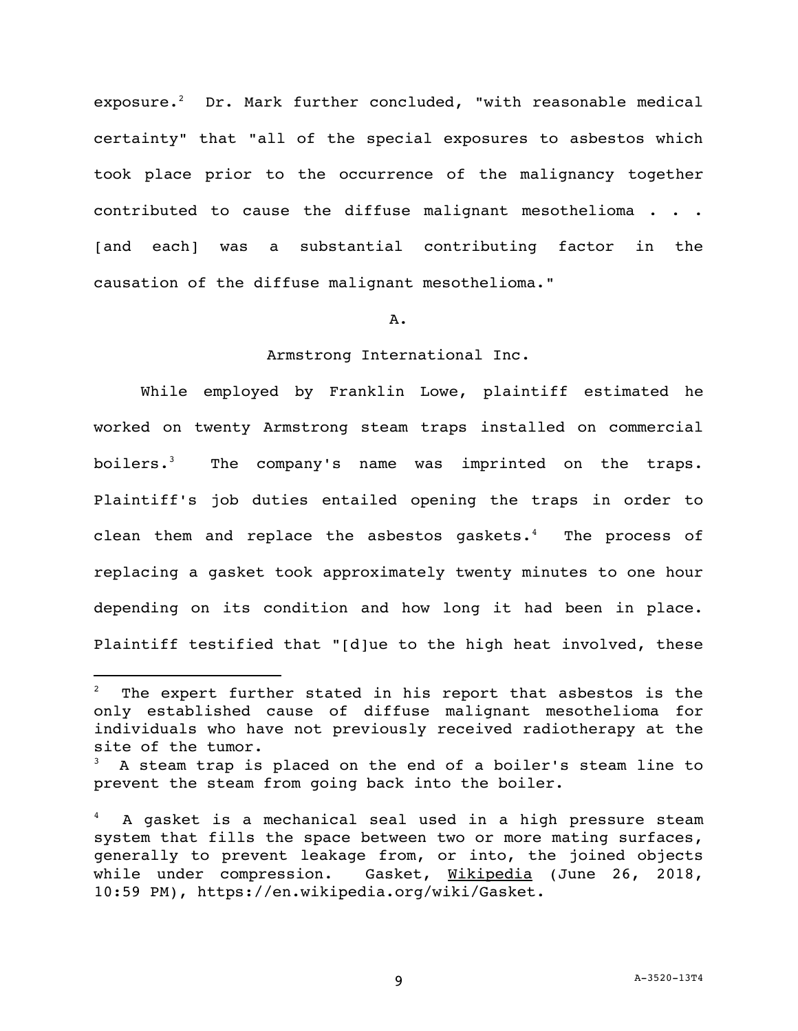exposure.[2] Dr. Mark further concluded, "with reasonable medical certainty" that "all of the special exposures to asbestos which took place prior to the occurrence of the malignancy together contributed to cause the diffuse malignant mesothelioma . . . [and each] was a substantial contributing factor in the causation of the diffuse malignant mesothelioma."

A.

Armstrong International Inc.

While employed by Franklin Lowe, plaintiff estimated he worked on twenty Armstrong steam traps installed on commercial boilers.[3] The company's name was imprinted on the traps. Plaintiff's job duties entailed opening the traps in order to clean them and replace the asbestos gaskets.[4] The process of replacing a gasket took approximately twenty minutes to one hour depending on its condition and how long it had been in place. Plaintiff testified that "[d]ue to the high heat involved, these

---

[2] The expert further stated in his report that asbestos is the only established cause of diffuse malignant mesothelioma for individuals who have not previously received radiotherapy at the site of the tumor.

[3] A steam trap is placed on the end of a boiler's steam line to prevent the steam from going back into the boiler.

[4] A gasket is a mechanical seal used in a high pressure steam system that fills the space between two or more mating surfaces, generally to prevent leakage from, or into, the joined objects while under compression. Gasket, Wikipedia (June 26, 2018, 10:59 PM), https://en.wikipedia.org/wiki/Gasket.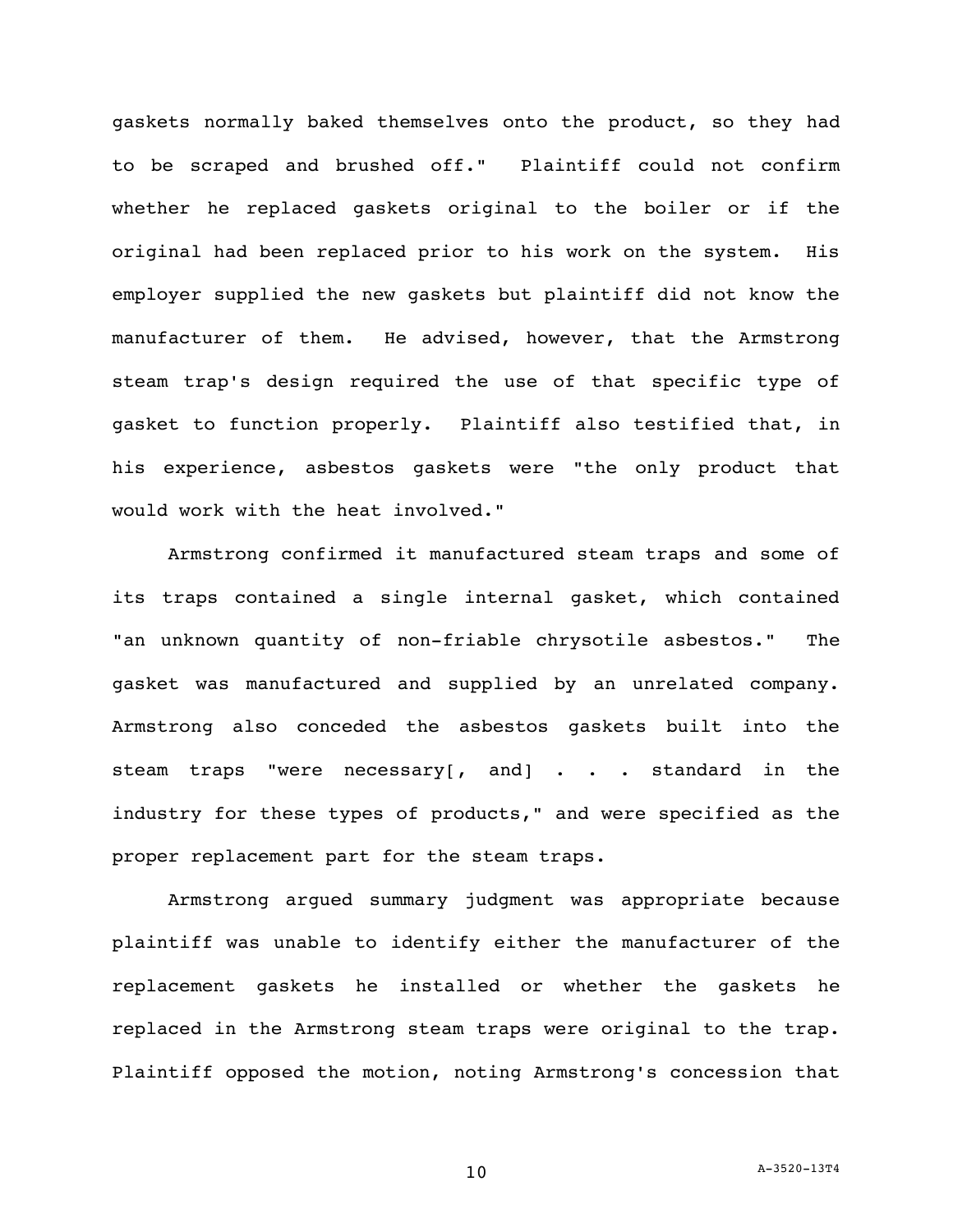gaskets normally baked themselves onto the product, so they had to be scraped and brushed off." Plaintiff could not confirm whether he replaced gaskets original to the boiler or if the original had been replaced prior to his work on the system. His employer supplied the new gaskets but plaintiff did not know the manufacturer of them. He advised, however, that the Armstrong steam trap's design required the use of that specific type of gasket to function properly. Plaintiff also testified that, in his experience, asbestos gaskets were "the only product that would work with the heat involved."

Armstrong confirmed it manufactured steam traps and some of its traps contained a single internal gasket, which contained "an unknown quantity of non-friable chrysotile asbestos." The gasket was manufactured and supplied by an unrelated company. Armstrong also conceded the asbestos gaskets built into the steam traps "were necessary[, and] . . . standard in the industry for these types of products," and were specified as the proper replacement part for the steam traps.

Armstrong argued summary judgment was appropriate because plaintiff was unable to identify either the manufacturer of the replacement gaskets he installed or whether the gaskets he replaced in the Armstrong steam traps were original to the trap. Plaintiff opposed the motion, noting Armstrong's concession that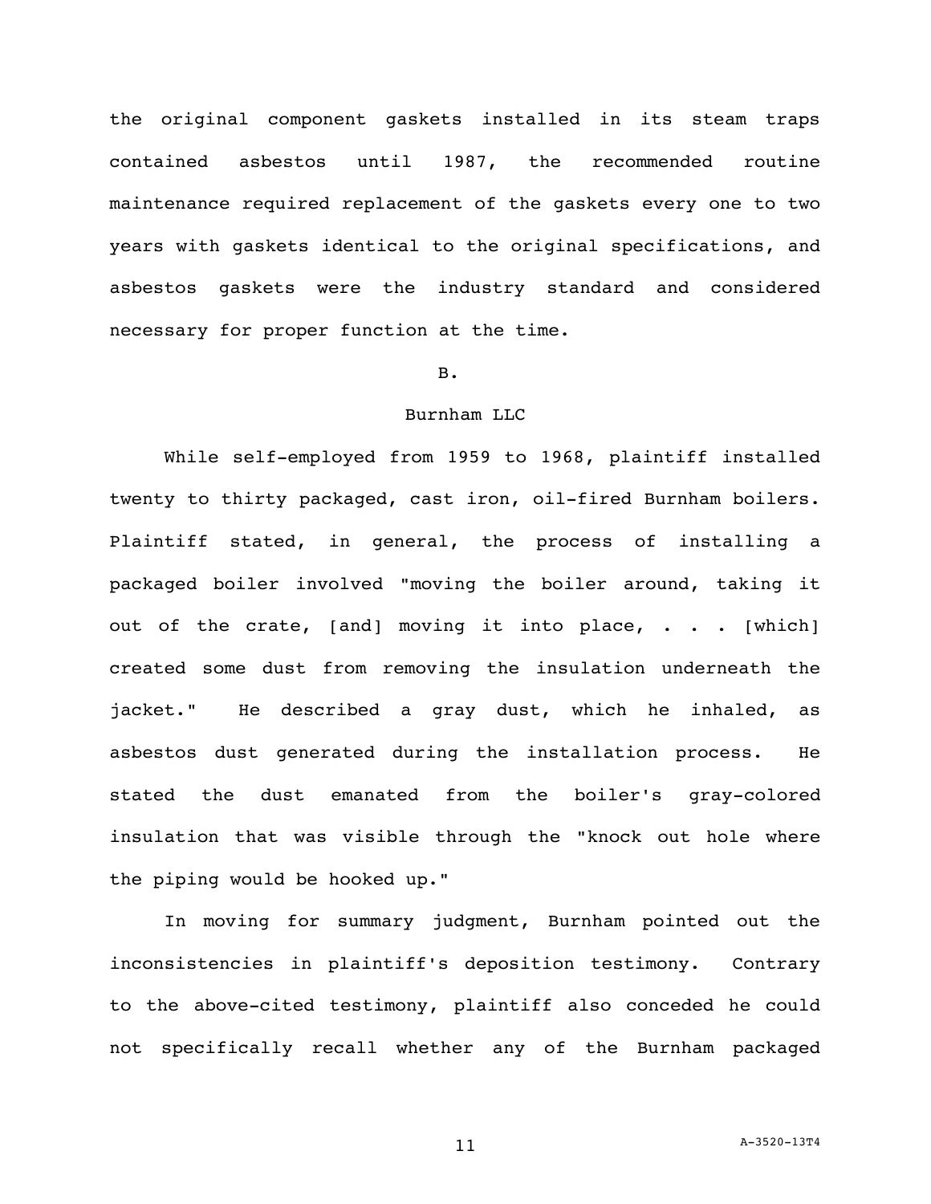the original component gaskets installed in its steam traps contained asbestos until 1987, the recommended routine maintenance required replacement of the gaskets every one to two years with gaskets identical to the original specifications, and asbestos gaskets were the industry standard and considered necessary for proper function at the time.

B.

Burnham LLC

While self-employed from 1959 to 1968, plaintiff installed twenty to thirty packaged, cast iron, oil-fired Burnham boilers. Plaintiff stated, in general, the process of installing a packaged boiler involved "moving the boiler around, taking it out of the crate, [and] moving it into place, . . . [which] created some dust from removing the insulation underneath the jacket." He described a gray dust, which he inhaled, as asbestos dust generated during the installation process. He stated the dust emanated from the boiler's gray-colored insulation that was visible through the "knock out hole where the piping would be hooked up."

In moving for summary judgment, Burnham pointed out the inconsistencies in plaintiff's deposition testimony. Contrary to the above-cited testimony, plaintiff also conceded he could not specifically recall whether any of the Burnham packaged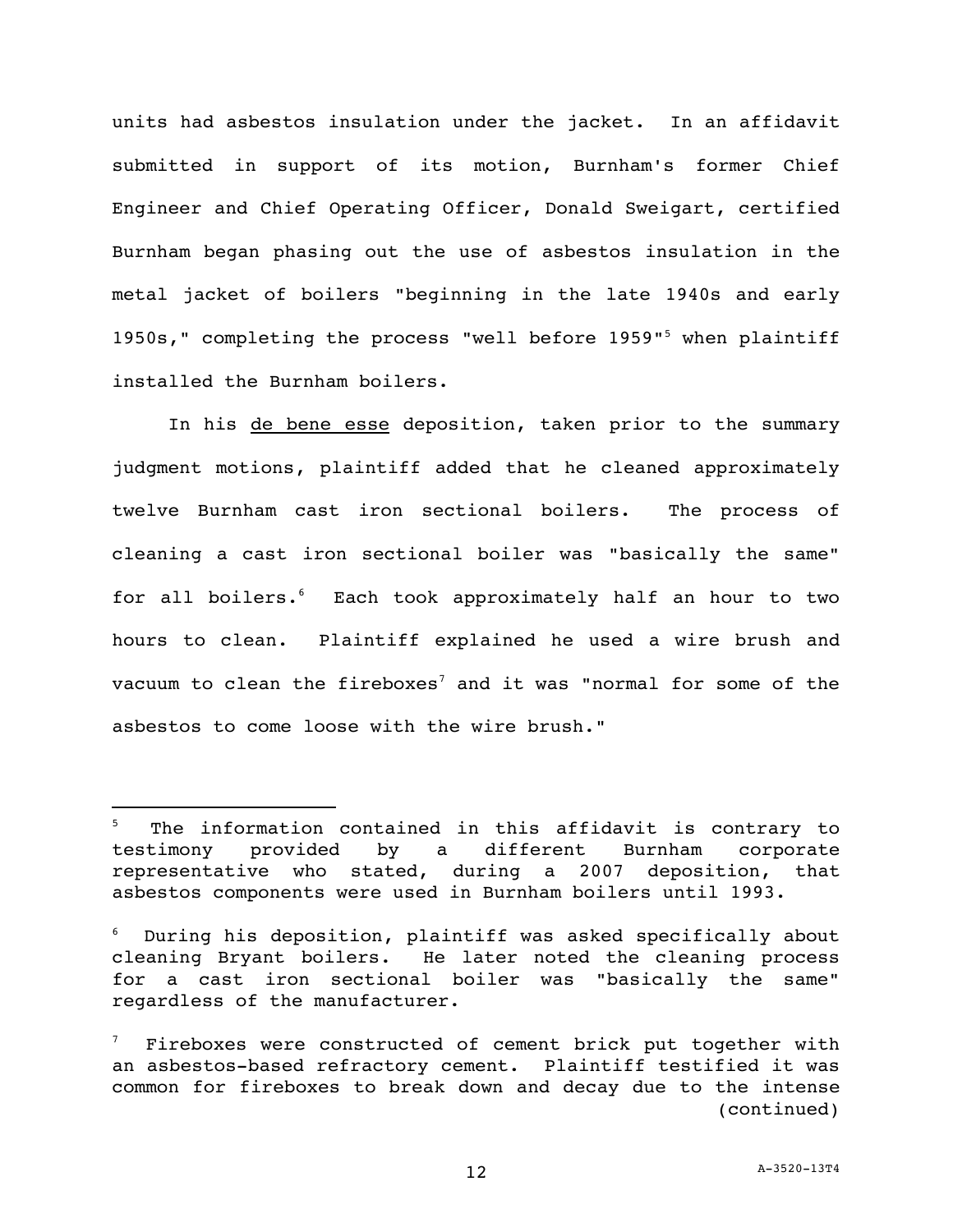units had asbestos insulation under the jacket. In an affidavit submitted in support of its motion, Burnham's former Chief Engineer and Chief Operating Officer, Donald Sweigart, certified Burnham began phasing out the use of asbestos insulation in the metal jacket of boilers "beginning in the late 1940s and early 1950s," completing the process "well before 1959"[5] when plaintiff installed the Burnham boilers.

In his <u>de bene esse</u> deposition, taken prior to the summary judgment motions, plaintiff added that he cleaned approximately twelve Burnham cast iron sectional boilers. The process of cleaning a cast iron sectional boiler was "basically the same" for all boilers.[6] Each took approximately half an hour to two hours to clean. Plaintiff explained he used a wire brush and vacuum to clean the fireboxes[7] and it was "normal for some of the asbestos to come loose with the wire brush."

---

[5] The information contained in this affidavit is contrary to testimony provided by a different Burnham corporate representative who stated, during a 2007 deposition, that asbestos components were used in Burnham boilers until 1993.

[6] During his deposition, plaintiff was asked specifically about cleaning Bryant boilers. He later noted the cleaning process for a cast iron sectional boiler was "basically the same" regardless of the manufacturer.

[7] Fireboxes were constructed of cement brick put together with an asbestos-based refractory cement. Plaintiff testified it was common for fireboxes to break down and decay due to the intense (continued)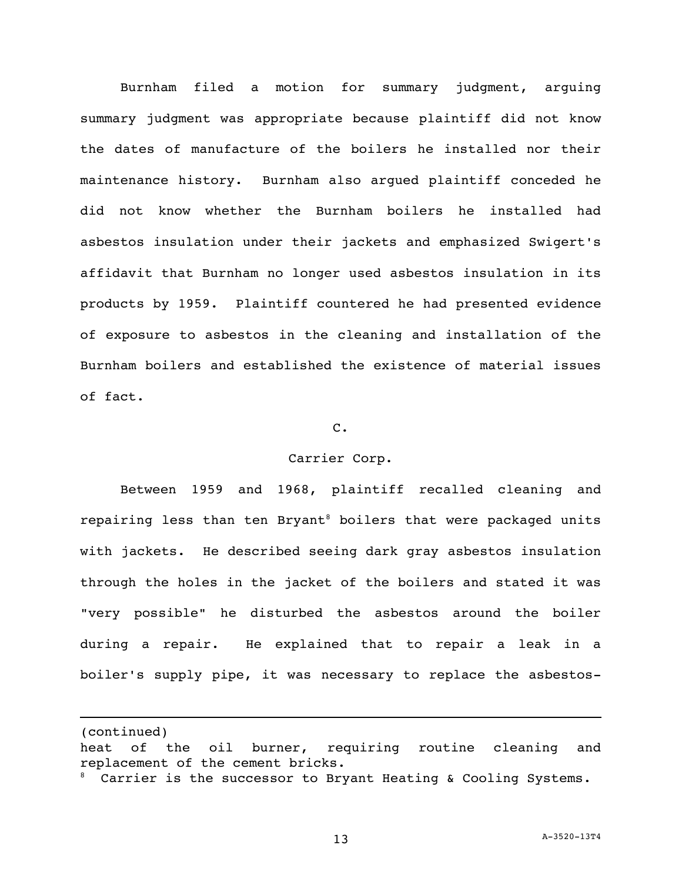Burnham filed a motion for summary judgment, arguing summary judgment was appropriate because plaintiff did not know the dates of manufacture of the boilers he installed nor their maintenance history. Burnham also argued plaintiff conceded he did not know whether the Burnham boilers he installed had asbestos insulation under their jackets and emphasized Swigert's affidavit that Burnham no longer used asbestos insulation in its products by 1959. Plaintiff countered he had presented evidence of exposure to asbestos in the cleaning and installation of the Burnham boilers and established the existence of material issues of fact.

C.

Carrier Corp.

Between 1959 and 1968, plaintiff recalled cleaning and repairing less than ten Bryant[8] boilers that were packaged units with jackets. He described seeing dark gray asbestos insulation through the holes in the jacket of the boilers and stated it was "very possible" he disturbed the asbestos around the boiler during a repair. He explained that to repair a leak in a boiler's supply pipe, it was necessary to replace the asbestos-

---

(continued)
heat of the oil burner, requiring routine cleaning and replacement of the cement bricks.

[8] Carrier is the successor to Bryant Heating & Cooling Systems.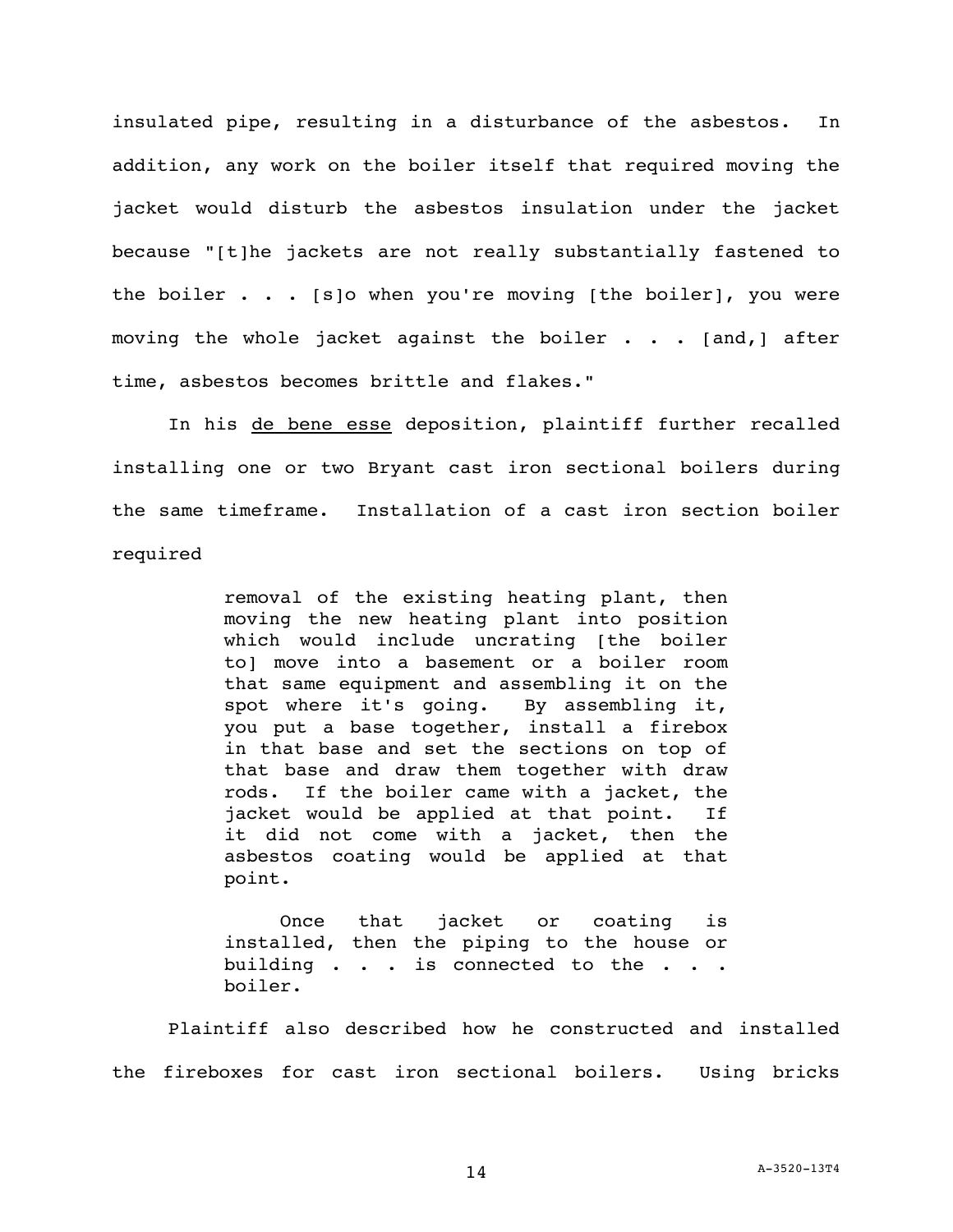insulated pipe, resulting in a disturbance of the asbestos. In addition, any work on the boiler itself that required moving the jacket would disturb the asbestos insulation under the jacket because "[t]he jackets are not really substantially fastened to the boiler . . . [s]o when you're moving [the boiler], you were moving the whole jacket against the boiler . . . [and,] after time, asbestos becomes brittle and flakes."

In his <u>de bene esse</u> deposition, plaintiff further recalled installing one or two Bryant cast iron sectional boilers during the same timeframe. Installation of a cast iron section boiler required

> removal of the existing heating plant, then moving the new heating plant into position which would include uncrating [the boiler to] move into a basement or a boiler room that same equipment and assembling it on the spot where it's going. By assembling it, you put a base together, install a firebox in that base and set the sections on top of that base and draw them together with draw rods. If the boiler came with a jacket, the jacket would be applied at that point. If it did not come with a jacket, then the asbestos coating would be applied at that point.
>
> Once that jacket or coating is installed, then the piping to the house or building . . . is connected to the . . . boiler.

Plaintiff also described how he constructed and installed the fireboxes for cast iron sectional boilers. Using bricks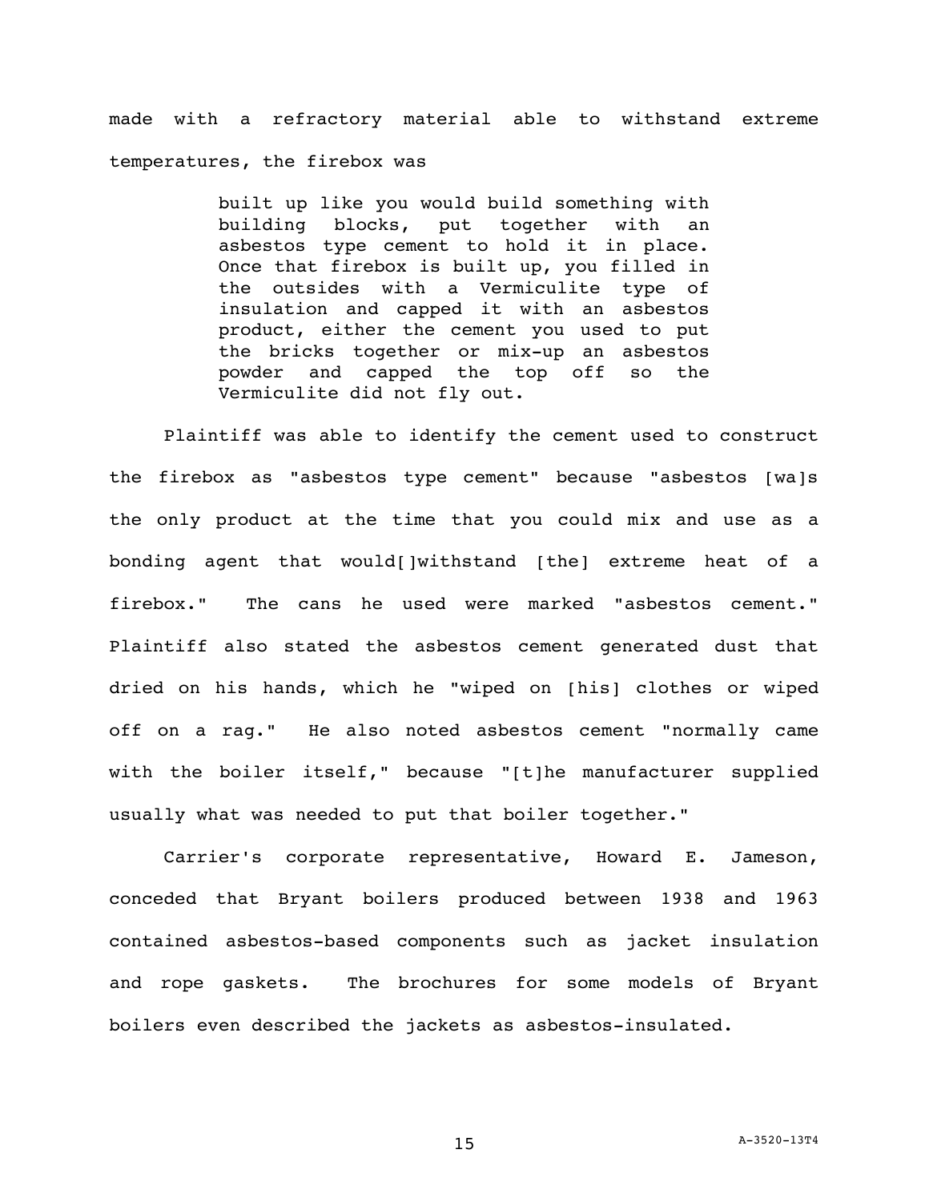made with a refractory material able to withstand extreme temperatures, the firebox was

> built up like you would build something with building blocks, put together with an asbestos type cement to hold it in place. Once that firebox is built up, you filled in the outsides with a Vermiculite type of insulation and capped it with an asbestos product, either the cement you used to put the bricks together or mix-up an asbestos powder and capped the top off so the Vermiculite did not fly out.

Plaintiff was able to identify the cement used to construct the firebox as "asbestos type cement" because "asbestos [wa]s the only product at the time that you could mix and use as a bonding agent that would[]withstand [the] extreme heat of a firebox." The cans he used were marked "asbestos cement." Plaintiff also stated the asbestos cement generated dust that dried on his hands, which he "wiped on [his] clothes or wiped off on a rag." He also noted asbestos cement "normally came with the boiler itself," because "[t]he manufacturer supplied usually what was needed to put that boiler together."

Carrier's corporate representative, Howard E. Jameson, conceded that Bryant boilers produced between 1938 and 1963 contained asbestos-based components such as jacket insulation and rope gaskets. The brochures for some models of Bryant boilers even described the jackets as asbestos-insulated.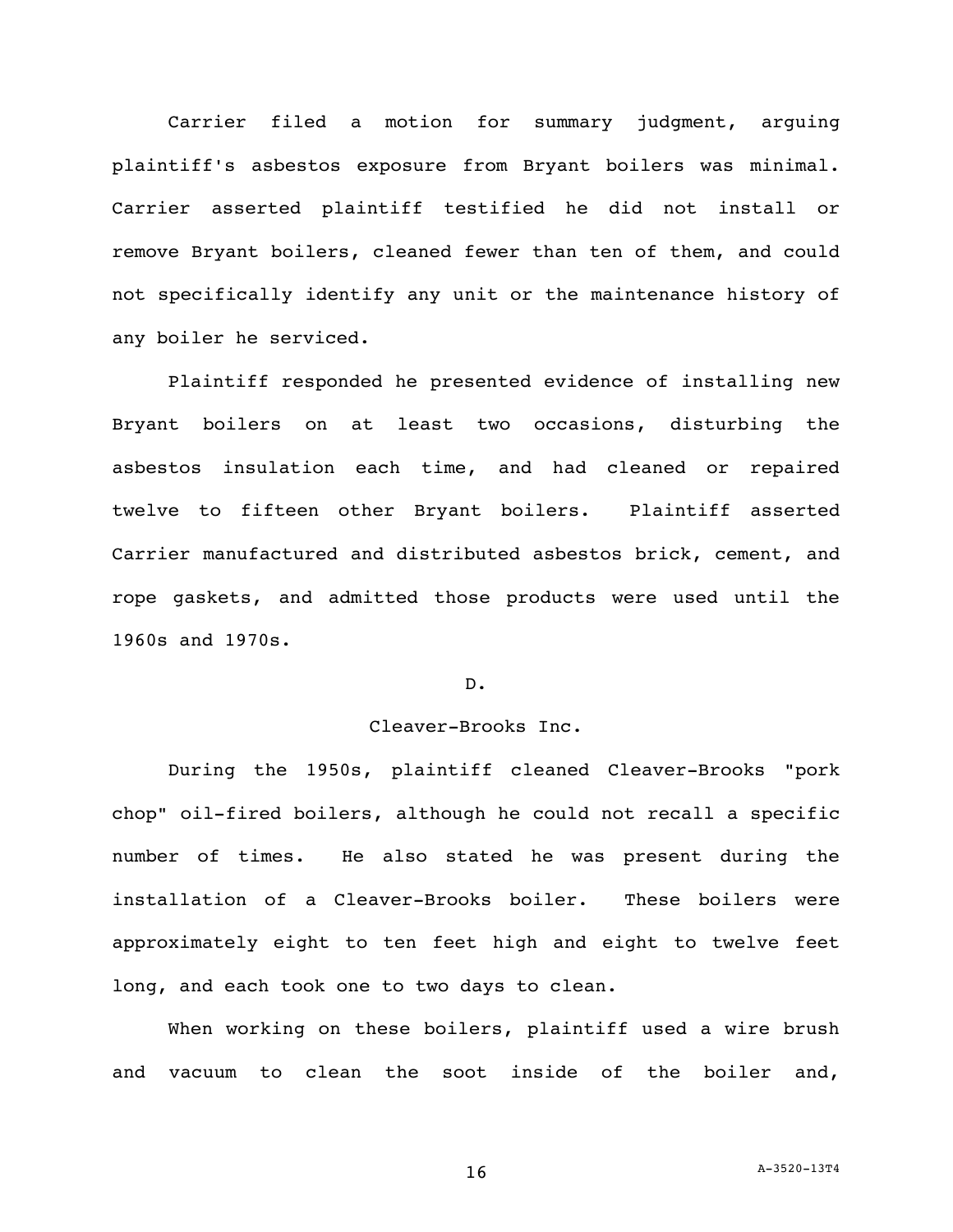Carrier filed a motion for summary judgment, arguing plaintiff's asbestos exposure from Bryant boilers was minimal. Carrier asserted plaintiff testified he did not install or remove Bryant boilers, cleaned fewer than ten of them, and could not specifically identify any unit or the maintenance history of any boiler he serviced.

Plaintiff responded he presented evidence of installing new Bryant boilers on at least two occasions, disturbing the asbestos insulation each time, and had cleaned or repaired twelve to fifteen other Bryant boilers. Plaintiff asserted Carrier manufactured and distributed asbestos brick, cement, and rope gaskets, and admitted those products were used until the 1960s and 1970s.

### D.

### Cleaver-Brooks Inc.

During the 1950s, plaintiff cleaned Cleaver-Brooks "pork chop" oil-fired boilers, although he could not recall a specific number of times. He also stated he was present during the installation of a Cleaver-Brooks boiler. These boilers were approximately eight to ten feet high and eight to twelve feet long, and each took one to two days to clean.

When working on these boilers, plaintiff used a wire brush and vacuum to clean the soot inside of the boiler and,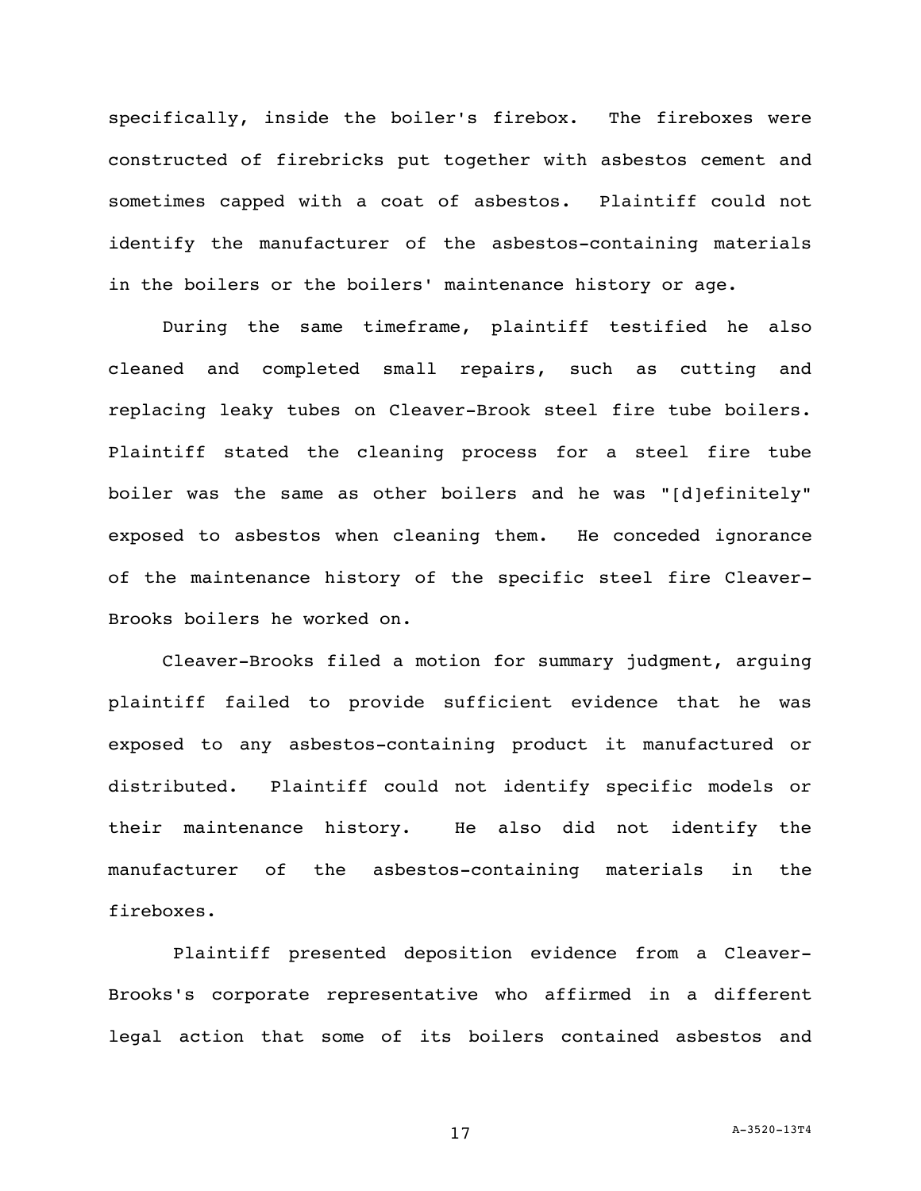specifically, inside the boiler's firebox. The fireboxes were constructed of firebricks put together with asbestos cement and sometimes capped with a coat of asbestos. Plaintiff could not identify the manufacturer of the asbestos-containing materials in the boilers or the boilers' maintenance history or age.

During the same timeframe, plaintiff testified he also cleaned and completed small repairs, such as cutting and replacing leaky tubes on Cleaver-Brook steel fire tube boilers. Plaintiff stated the cleaning process for a steel fire tube boiler was the same as other boilers and he was "[d]efinitely" exposed to asbestos when cleaning them. He conceded ignorance of the maintenance history of the specific steel fire Cleaver-Brooks boilers he worked on.

Cleaver-Brooks filed a motion for summary judgment, arguing plaintiff failed to provide sufficient evidence that he was exposed to any asbestos-containing product it manufactured or distributed. Plaintiff could not identify specific models or their maintenance history. He also did not identify the manufacturer of the asbestos-containing materials in the fireboxes.

Plaintiff presented deposition evidence from a Cleaver-Brooks's corporate representative who affirmed in a different legal action that some of its boilers contained asbestos and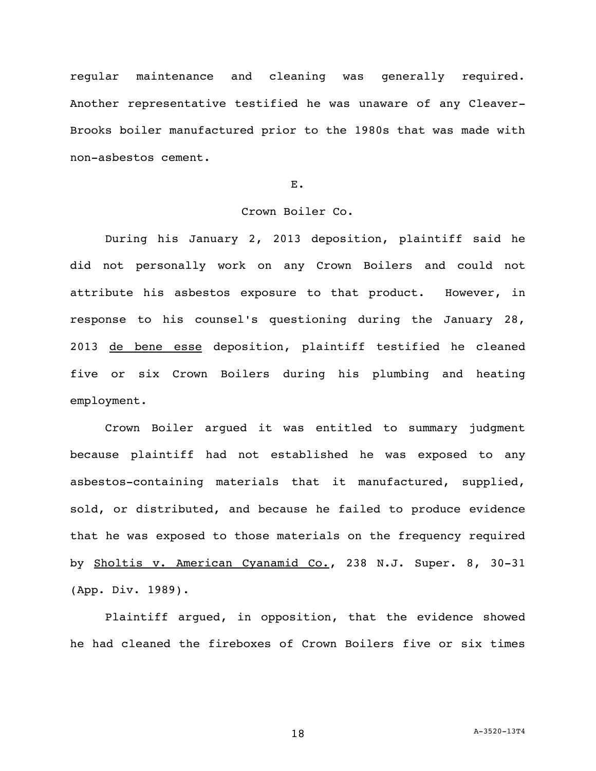regular maintenance and cleaning was generally required. Another representative testified he was unaware of any Cleaver-Brooks boiler manufactured prior to the 1980s that was made with non-asbestos cement.

E.

Crown Boiler Co.

During his January 2, 2013 deposition, plaintiff said he did not personally work on any Crown Boilers and could not attribute his asbestos exposure to that product. However, in response to his counsel's questioning during the January 28, 2013 de bene esse deposition, plaintiff testified he cleaned five or six Crown Boilers during his plumbing and heating employment.

Crown Boiler argued it was entitled to summary judgment because plaintiff had not established he was exposed to any asbestos-containing materials that it manufactured, supplied, sold, or distributed, and because he failed to produce evidence that he was exposed to those materials on the frequency required by Sholtis v. American Cyanamid Co., 238 N.J. Super. 8, 30-31 (App. Div. 1989).

Plaintiff argued, in opposition, that the evidence showed he had cleaned the fireboxes of Crown Boilers five or six times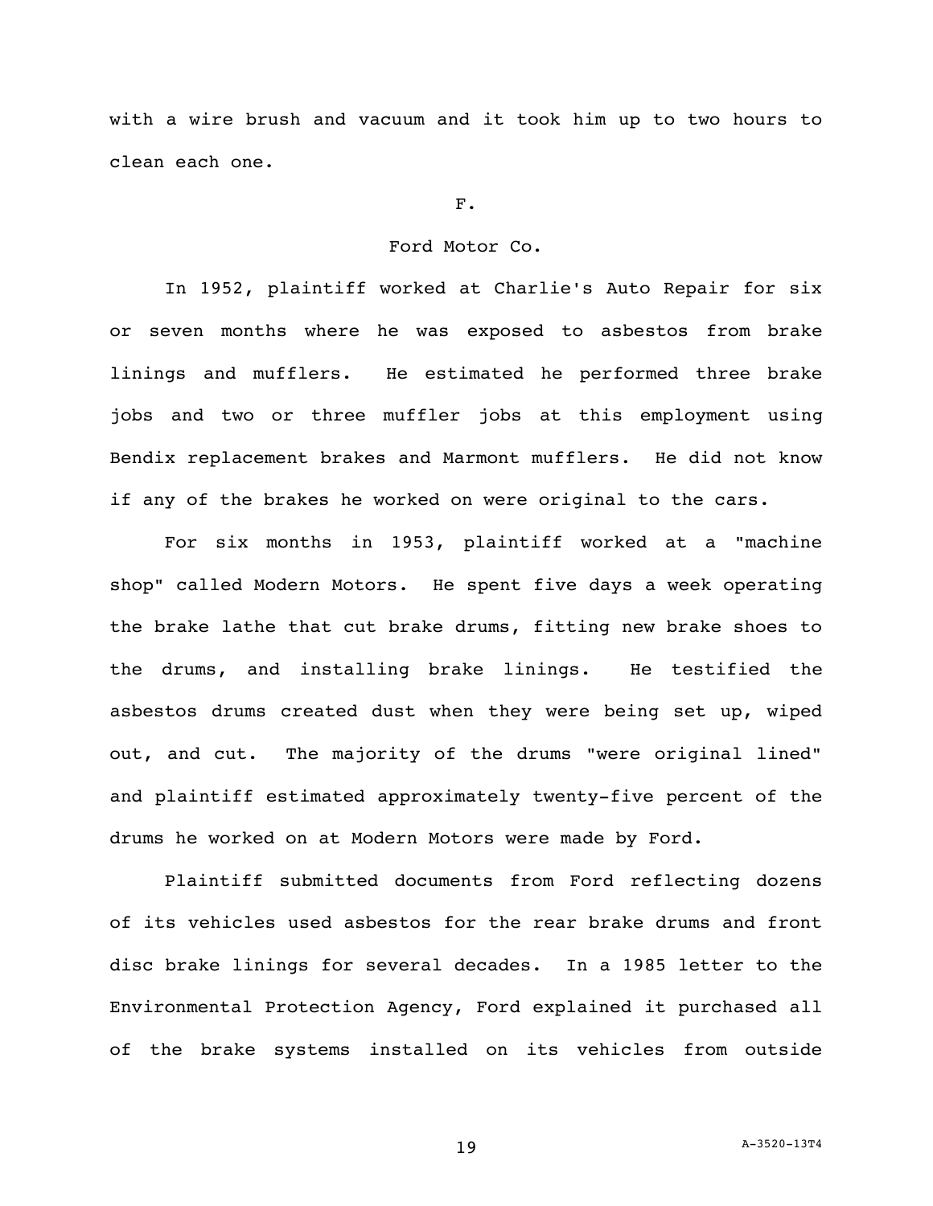with a wire brush and vacuum and it took him up to two hours to clean each one.

### F.

### Ford Motor Co.

In 1952, plaintiff worked at Charlie's Auto Repair for six or seven months where he was exposed to asbestos from brake linings and mufflers. He estimated he performed three brake jobs and two or three muffler jobs at this employment using Bendix replacement brakes and Marmont mufflers. He did not know if any of the brakes he worked on were original to the cars.

For six months in 1953, plaintiff worked at a "machine shop" called Modern Motors. He spent five days a week operating the brake lathe that cut brake drums, fitting new brake shoes to the drums, and installing brake linings. He testified the asbestos drums created dust when they were being set up, wiped out, and cut. The majority of the drums "were original lined" and plaintiff estimated approximately twenty-five percent of the drums he worked on at Modern Motors were made by Ford.

Plaintiff submitted documents from Ford reflecting dozens of its vehicles used asbestos for the rear brake drums and front disc brake linings for several decades. In a 1985 letter to the Environmental Protection Agency, Ford explained it purchased all of the brake systems installed on its vehicles from outside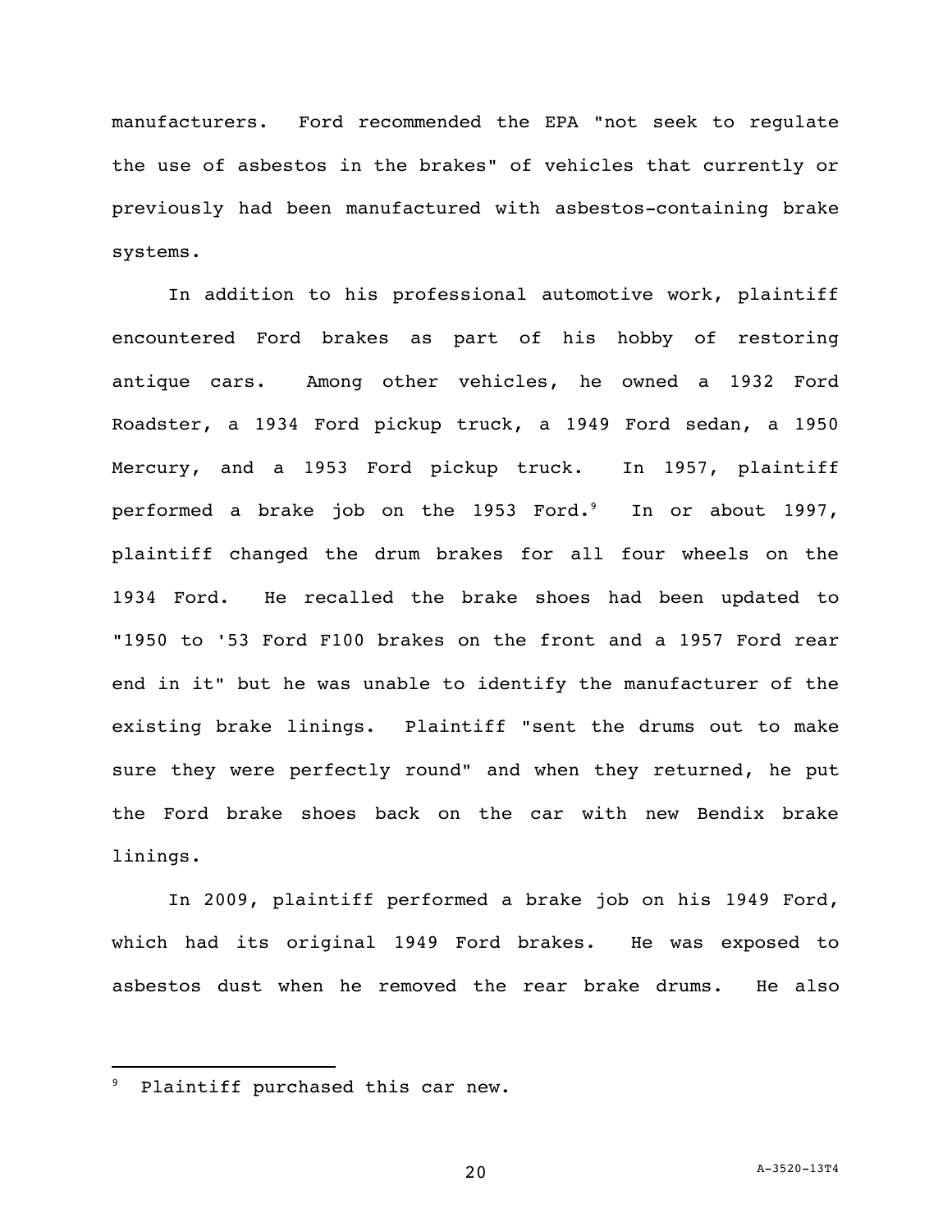manufacturers. Ford recommended the EPA "not seek to regulate the use of asbestos in the brakes" of vehicles that currently or previously had been manufactured with asbestos-containing brake systems.

In addition to his professional automotive work, plaintiff encountered Ford brakes as part of his hobby of restoring antique cars. Among other vehicles, he owned a 1932 Ford Roadster, a 1934 Ford pickup truck, a 1949 Ford sedan, a 1950 Mercury, and a 1953 Ford pickup truck. In 1957, plaintiff performed a brake job on the 1953 Ford.[9] In or about 1997, plaintiff changed the drum brakes for all four wheels on the 1934 Ford. He recalled the brake shoes had been updated to "1950 to '53 Ford F100 brakes on the front and a 1957 Ford rear end in it" but he was unable to identify the manufacturer of the existing brake linings. Plaintiff "sent the drums out to make sure they were perfectly round" and when they returned, he put the Ford brake shoes back on the car with new Bendix brake linings.

In 2009, plaintiff performed a brake job on his 1949 Ford, which had its original 1949 Ford brakes. He was exposed to asbestos dust when he removed the rear brake drums. He also

---

[9] Plaintiff purchased this car new.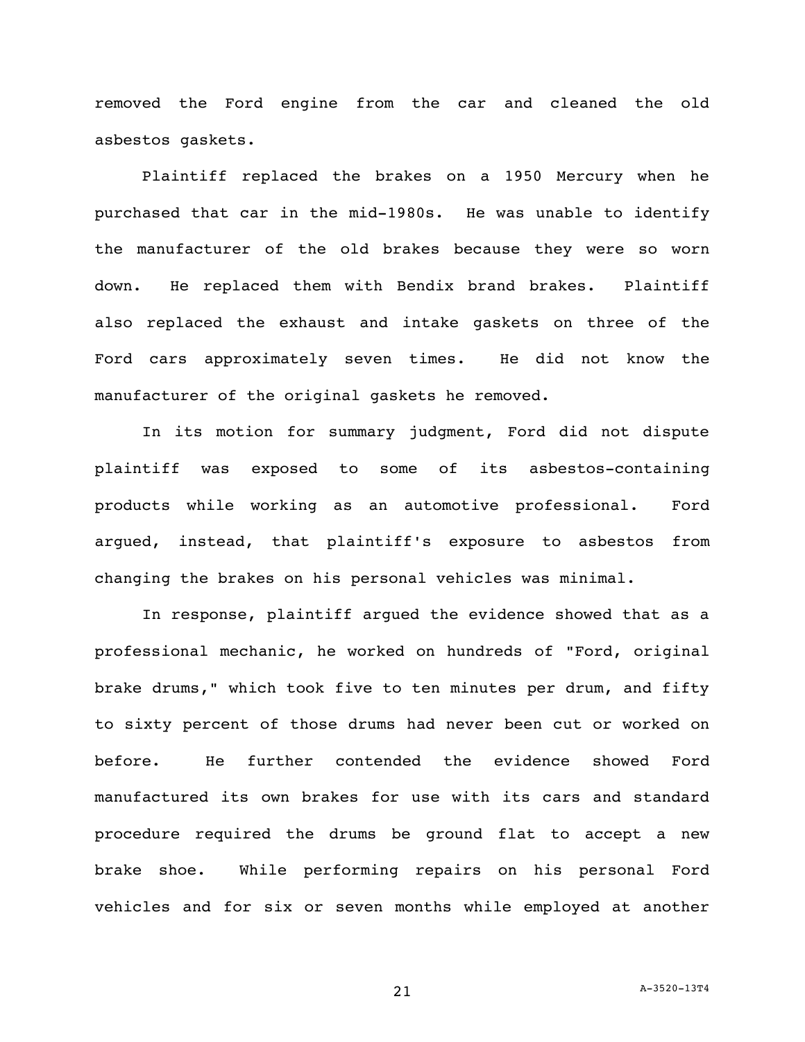removed the Ford engine from the car and cleaned the old asbestos gaskets.

Plaintiff replaced the brakes on a 1950 Mercury when he purchased that car in the mid-1980s. He was unable to identify the manufacturer of the old brakes because they were so worn down. He replaced them with Bendix brand brakes. Plaintiff also replaced the exhaust and intake gaskets on three of the Ford cars approximately seven times. He did not know the manufacturer of the original gaskets he removed.

In its motion for summary judgment, Ford did not dispute plaintiff was exposed to some of its asbestos-containing products while working as an automotive professional. Ford argued, instead, that plaintiff's exposure to asbestos from changing the brakes on his personal vehicles was minimal.

In response, plaintiff argued the evidence showed that as a professional mechanic, he worked on hundreds of "Ford, original brake drums," which took five to ten minutes per drum, and fifty to sixty percent of those drums had never been cut or worked on before. He further contended the evidence showed Ford manufactured its own brakes for use with its cars and standard procedure required the drums be ground flat to accept a new brake shoe. While performing repairs on his personal Ford vehicles and for six or seven months while employed at another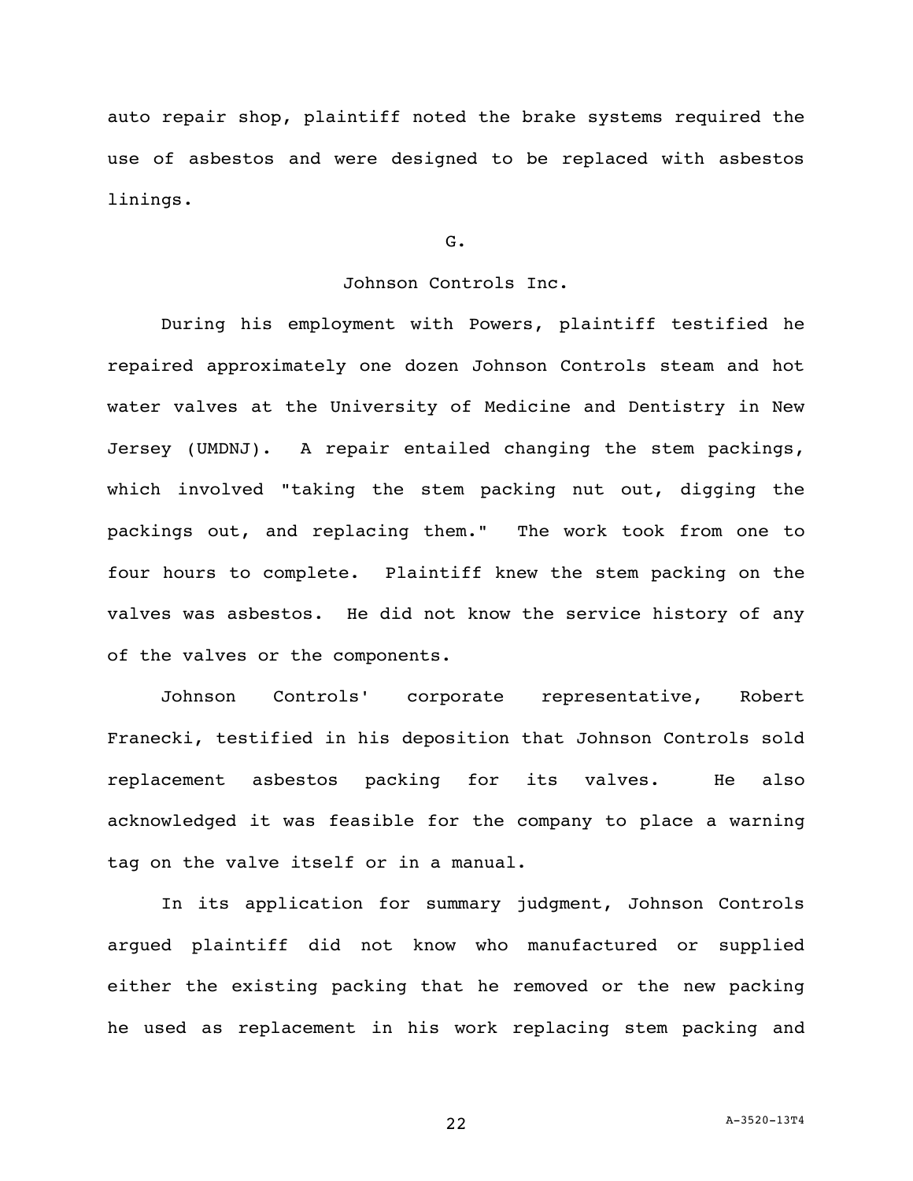auto repair shop, plaintiff noted the brake systems required the use of asbestos and were designed to be replaced with asbestos linings.

G.

Johnson Controls Inc.

During his employment with Powers, plaintiff testified he repaired approximately one dozen Johnson Controls steam and hot water valves at the University of Medicine and Dentistry in New Jersey (UMDNJ). A repair entailed changing the stem packings, which involved "taking the stem packing nut out, digging the packings out, and replacing them." The work took from one to four hours to complete. Plaintiff knew the stem packing on the valves was asbestos. He did not know the service history of any of the valves or the components.

Johnson Controls' corporate representative, Robert Franecki, testified in his deposition that Johnson Controls sold replacement asbestos packing for its valves. He also acknowledged it was feasible for the company to place a warning tag on the valve itself or in a manual.

In its application for summary judgment, Johnson Controls argued plaintiff did not know who manufactured or supplied either the existing packing that he removed or the new packing he used as replacement in his work replacing stem packing and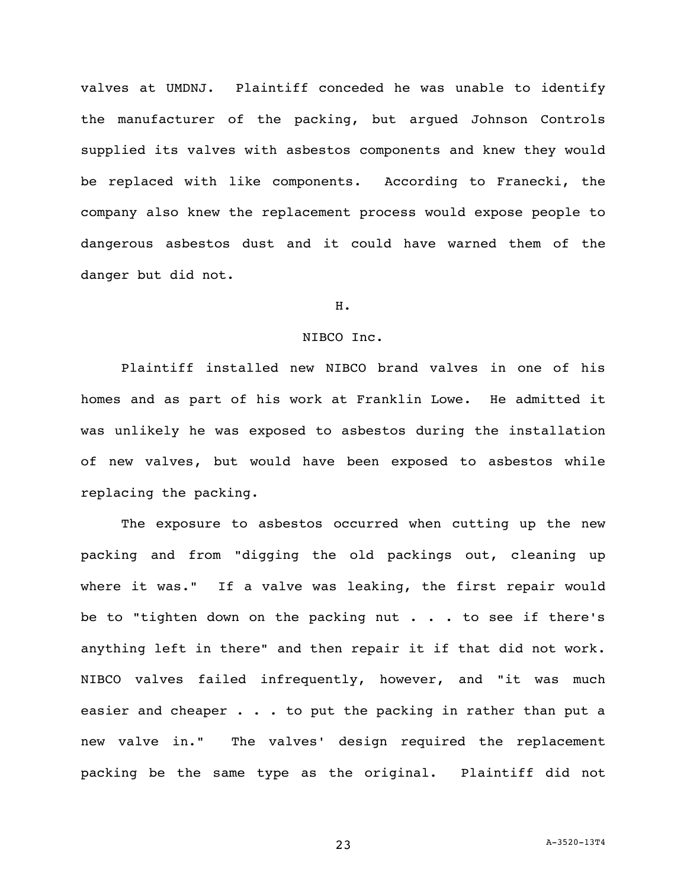valves at UMDNJ. Plaintiff conceded he was unable to identify the manufacturer of the packing, but argued Johnson Controls supplied its valves with asbestos components and knew they would be replaced with like components. According to Franecki, the company also knew the replacement process would expose people to dangerous asbestos dust and it could have warned them of the danger but did not.

### H.

### NIBCO Inc.

Plaintiff installed new NIBCO brand valves in one of his homes and as part of his work at Franklin Lowe. He admitted it was unlikely he was exposed to asbestos during the installation of new valves, but would have been exposed to asbestos while replacing the packing.

The exposure to asbestos occurred when cutting up the new packing and from "digging the old packings out, cleaning up where it was." If a valve was leaking, the first repair would be to "tighten down on the packing nut . . . to see if there's anything left in there" and then repair it if that did not work. NIBCO valves failed infrequently, however, and "it was much easier and cheaper . . . to put the packing in rather than put a new valve in." The valves' design required the replacement packing be the same type as the original. Plaintiff did not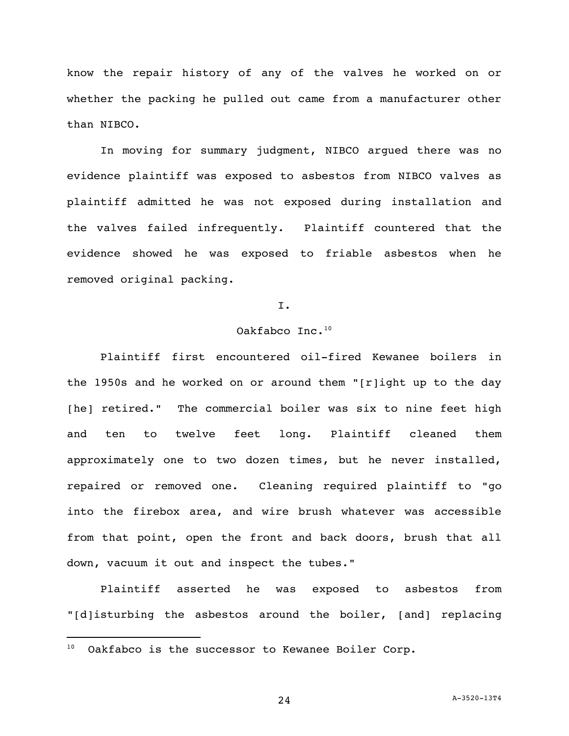know the repair history of any of the valves he worked on or whether the packing he pulled out came from a manufacturer other than NIBCO.

In moving for summary judgment, NIBCO argued there was no evidence plaintiff was exposed to asbestos from NIBCO valves as plaintiff admitted he was not exposed during installation and the valves failed infrequently. Plaintiff countered that the evidence showed he was exposed to friable asbestos when he removed original packing.

## I.

## Oakfabco Inc.[10]

Plaintiff first encountered oil-fired Kewanee boilers in the 1950s and he worked on or around them "[r]ight up to the day [he] retired." The commercial boiler was six to nine feet high and ten to twelve feet long. Plaintiff cleaned them approximately one to two dozen times, but he never installed, repaired or removed one. Cleaning required plaintiff to "go into the firebox area, and wire brush whatever was accessible from that point, open the front and back doors, brush that all down, vacuum it out and inspect the tubes."

Plaintiff asserted he was exposed to asbestos from "[d]isturbing the asbestos around the boiler, [and] replacing

---

[10] Oakfabco is the successor to Kewanee Boiler Corp.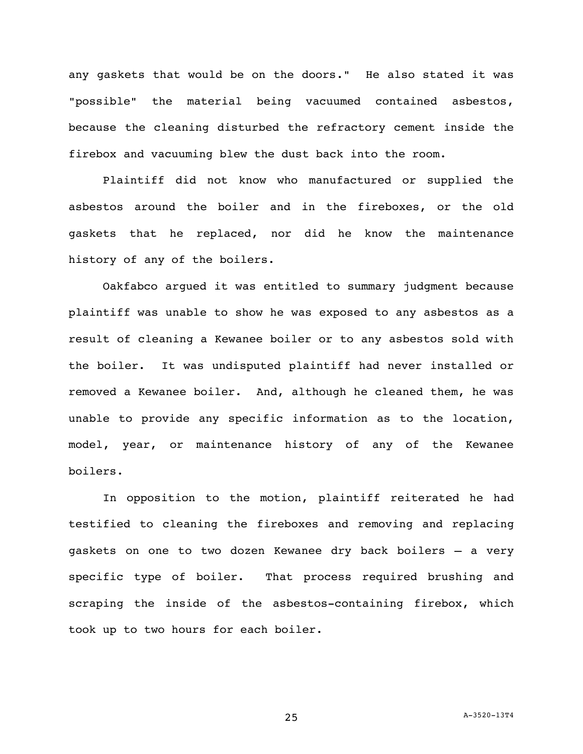any gaskets that would be on the doors." He also stated it was "possible" the material being vacuumed contained asbestos, because the cleaning disturbed the refractory cement inside the firebox and vacuuming blew the dust back into the room.

Plaintiff did not know who manufactured or supplied the asbestos around the boiler and in the fireboxes, or the old gaskets that he replaced, nor did he know the maintenance history of any of the boilers.

Oakfabco argued it was entitled to summary judgment because plaintiff was unable to show he was exposed to any asbestos as a result of cleaning a Kewanee boiler or to any asbestos sold with the boiler. It was undisputed plaintiff had never installed or removed a Kewanee boiler. And, although he cleaned them, he was unable to provide any specific information as to the location, model, year, or maintenance history of any of the Kewanee boilers.

In opposition to the motion, plaintiff reiterated he had testified to cleaning the fireboxes and removing and replacing gaskets on one to two dozen Kewanee dry back boilers – a very specific type of boiler. That process required brushing and scraping the inside of the asbestos-containing firebox, which took up to two hours for each boiler.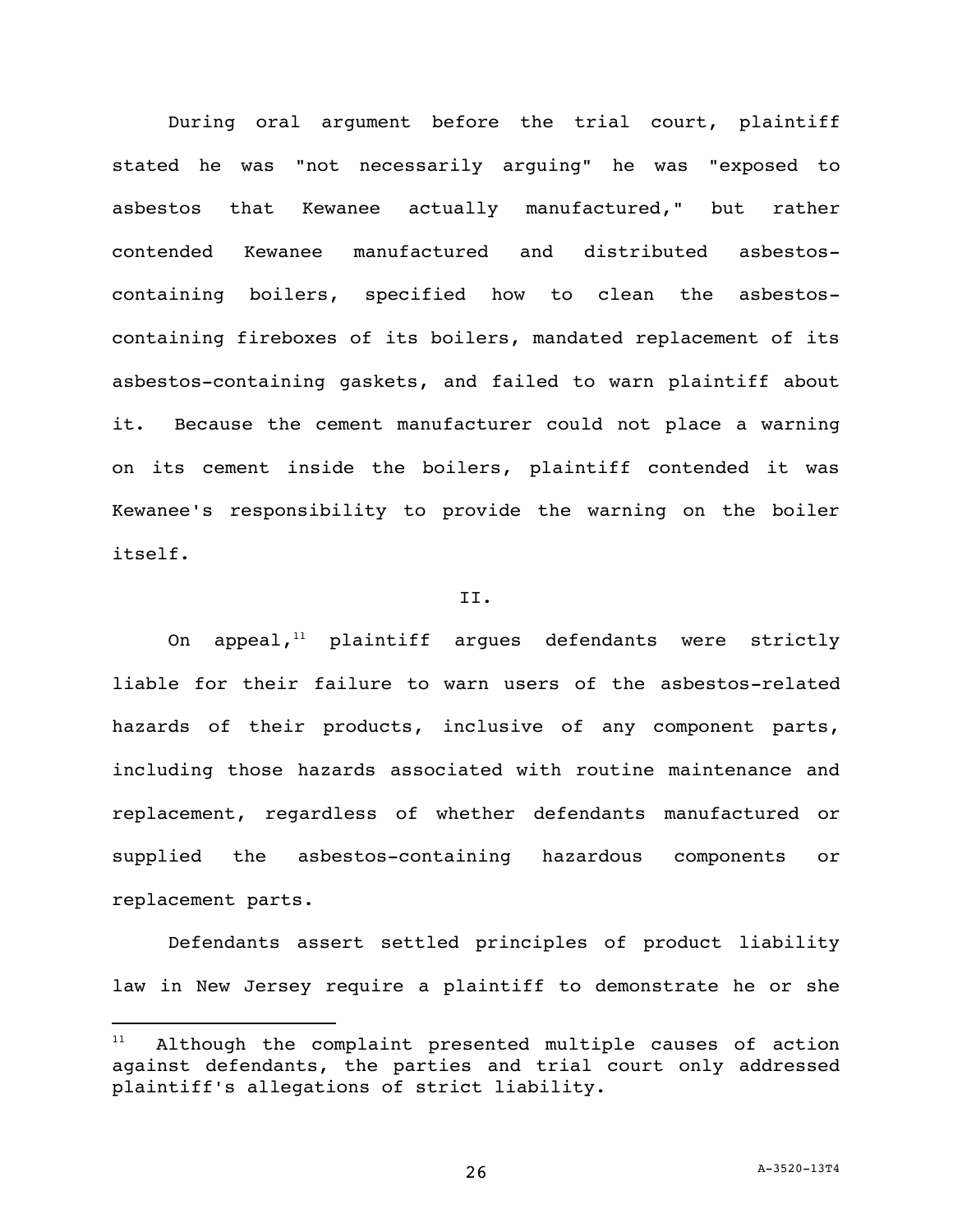During oral argument before the trial court, plaintiff stated he was "not necessarily arguing" he was "exposed to asbestos that Kewanee actually manufactured," but rather contended Kewanee manufactured and distributed asbestos-containing boilers, specified how to clean the asbestos-containing fireboxes of its boilers, mandated replacement of its asbestos-containing gaskets, and failed to warn plaintiff about it. Because the cement manufacturer could not place a warning on its cement inside the boilers, plaintiff contended it was Kewanee's responsibility to provide the warning on the boiler itself.

## II.

On appeal,[11] plaintiff argues defendants were strictly liable for their failure to warn users of the asbestos-related hazards of their products, inclusive of any component parts, including those hazards associated with routine maintenance and replacement, regardless of whether defendants manufactured or supplied the asbestos-containing hazardous components or replacement parts.

Defendants assert settled principles of product liability law in New Jersey require a plaintiff to demonstrate he or she

[11] Although the complaint presented multiple causes of action against defendants, the parties and trial court only addressed plaintiff's allegations of strict liability.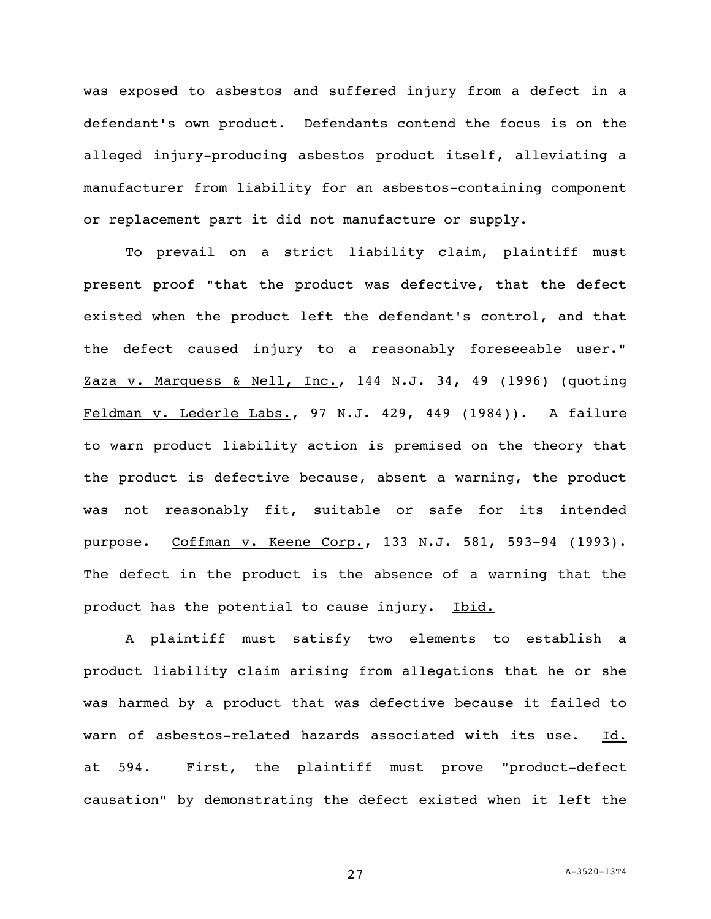was exposed to asbestos and suffered injury from a defect in a defendant's own product. Defendants contend the focus is on the alleged injury-producing asbestos product itself, alleviating a manufacturer from liability for an asbestos-containing component or replacement part it did not manufacture or supply.

To prevail on a strict liability claim, plaintiff must present proof "that the product was defective, that the defect existed when the product left the defendant's control, and that the defect caused injury to a reasonably foreseeable user." Zaza v. Marquess & Nell, Inc., 144 N.J. 34, 49 (1996) (quoting Feldman v. Lederle Labs., 97 N.J. 429, 449 (1984)). A failure to warn product liability action is premised on the theory that the product is defective because, absent a warning, the product was not reasonably fit, suitable or safe for its intended purpose. Coffman v. Keene Corp., 133 N.J. 581, 593-94 (1993). The defect in the product is the absence of a warning that the product has the potential to cause injury. Ibid.

A plaintiff must satisfy two elements to establish a product liability claim arising from allegations that he or she was harmed by a product that was defective because it failed to warn of asbestos-related hazards associated with its use. Id. at 594. First, the plaintiff must prove "product-defect causation" by demonstrating the defect existed when it left the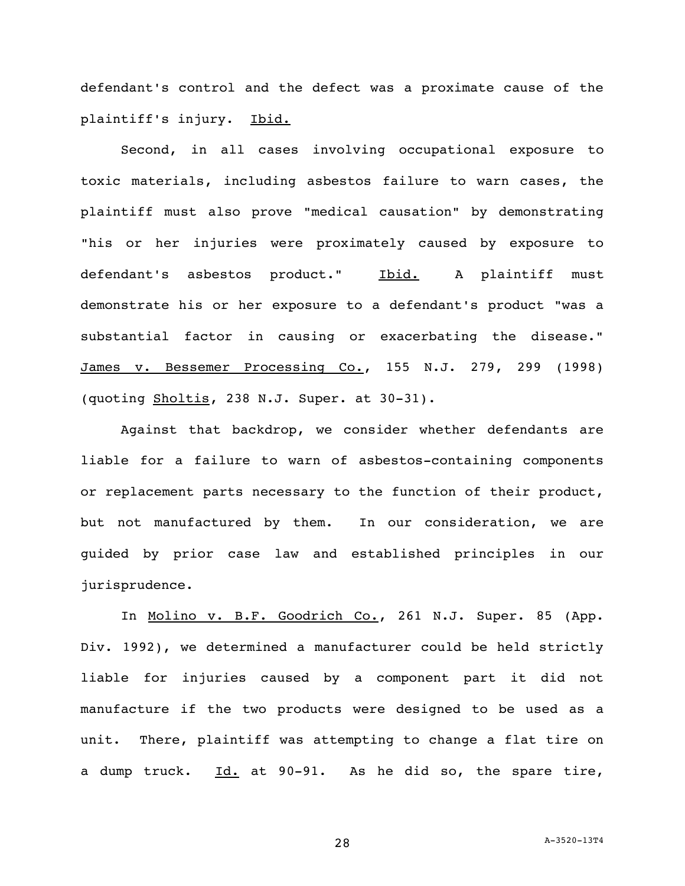defendant's control and the defect was a proximate cause of the plaintiff's injury. Ibid.

Second, in all cases involving occupational exposure to toxic materials, including asbestos failure to warn cases, the plaintiff must also prove "medical causation" by demonstrating "his or her injuries were proximately caused by exposure to defendant's asbestos product." Ibid. A plaintiff must demonstrate his or her exposure to a defendant's product "was a substantial factor in causing or exacerbating the disease." James v. Bessemer Processing Co., 155 N.J. 279, 299 (1998) (quoting Sholtis, 238 N.J. Super. at 30-31).

Against that backdrop, we consider whether defendants are liable for a failure to warn of asbestos-containing components or replacement parts necessary to the function of their product, but not manufactured by them. In our consideration, we are guided by prior case law and established principles in our jurisprudence.

In Molino v. B.F. Goodrich Co., 261 N.J. Super. 85 (App. Div. 1992), we determined a manufacturer could be held strictly liable for injuries caused by a component part it did not manufacture if the two products were designed to be used as a unit. There, plaintiff was attempting to change a flat tire on a dump truck. Id. at 90-91. As he did so, the spare tire,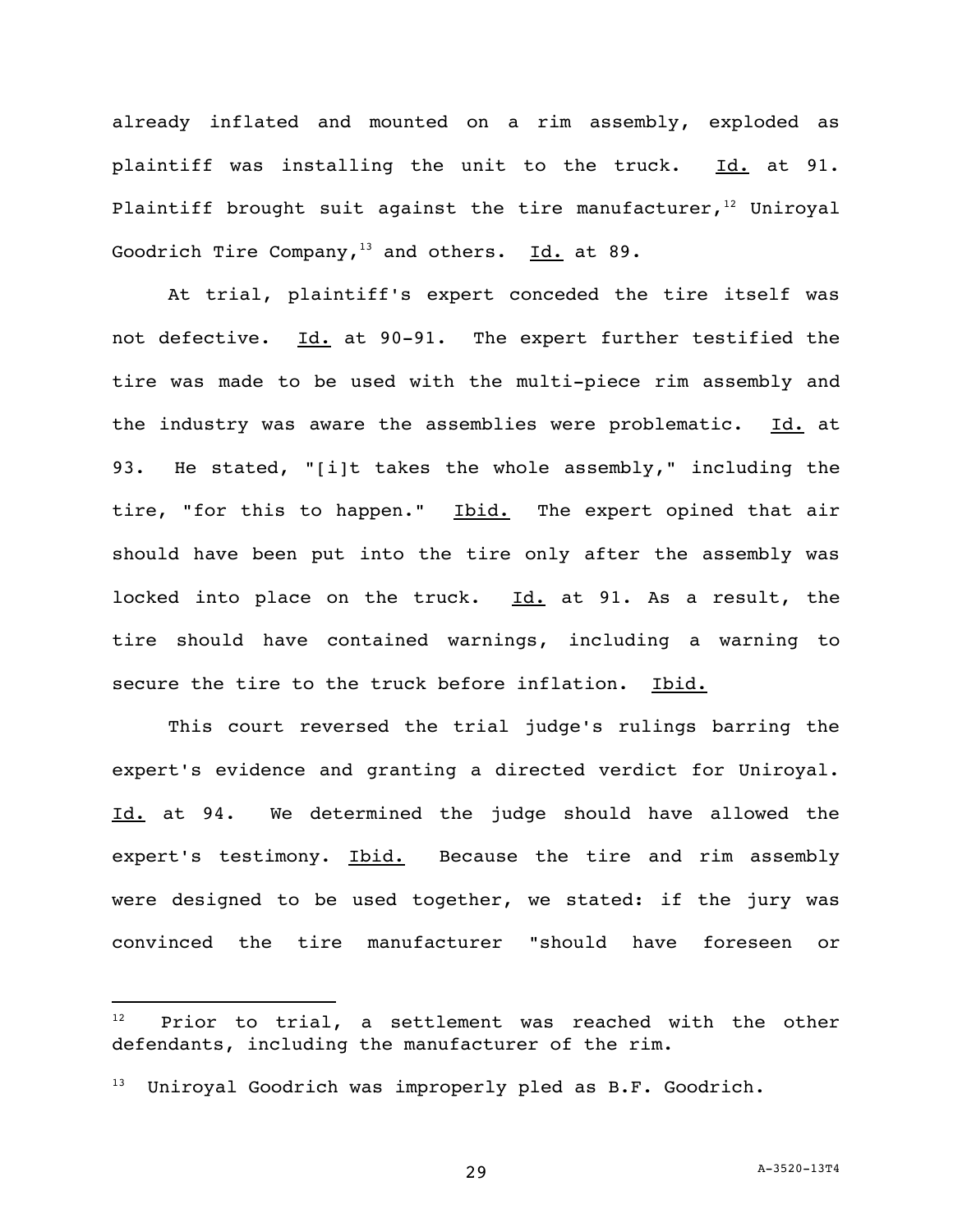already inflated and mounted on a rim assembly, exploded as plaintiff was installing the unit to the truck. Id. at 91. Plaintiff brought suit against the tire manufacturer,[12] Uniroyal Goodrich Tire Company,[13] and others. Id. at 89.

At trial, plaintiff's expert conceded the tire itself was not defective. Id. at 90-91. The expert further testified the tire was made to be used with the multi-piece rim assembly and the industry was aware the assemblies were problematic. Id. at 93. He stated, "[i]t takes the whole assembly," including the tire, "for this to happen." Ibid. The expert opined that air should have been put into the tire only after the assembly was locked into place on the truck. Id. at 91. As a result, the tire should have contained warnings, including a warning to secure the tire to the truck before inflation. Ibid.

This court reversed the trial judge's rulings barring the expert's evidence and granting a directed verdict for Uniroyal. Id. at 94. We determined the judge should have allowed the expert's testimony. Ibid. Because the tire and rim assembly were designed to be used together, we stated: if the jury was convinced the tire manufacturer "should have foreseen or

---

[12] Prior to trial, a settlement was reached with the other defendants, including the manufacturer of the rim.

[13] Uniroyal Goodrich was improperly pled as B.F. Goodrich.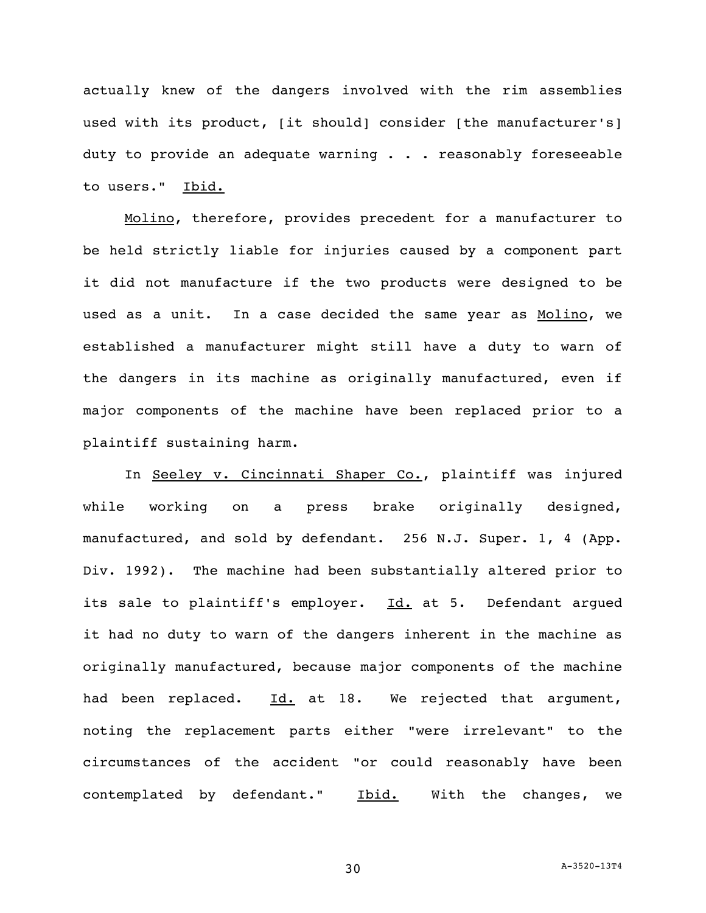actually knew of the dangers involved with the rim assemblies used with its product, [it should] consider [the manufacturer's] duty to provide an adequate warning . . . reasonably foreseeable to users." Ibid.

Molino, therefore, provides precedent for a manufacturer to be held strictly liable for injuries caused by a component part it did not manufacture if the two products were designed to be used as a unit. In a case decided the same year as Molino, we established a manufacturer might still have a duty to warn of the dangers in its machine as originally manufactured, even if major components of the machine have been replaced prior to a plaintiff sustaining harm.

In Seeley v. Cincinnati Shaper Co., plaintiff was injured while working on a press brake originally designed, manufactured, and sold by defendant. 256 N.J. Super. 1, 4 (App. Div. 1992). The machine had been substantially altered prior to its sale to plaintiff's employer. Id. at 5. Defendant argued it had no duty to warn of the dangers inherent in the machine as originally manufactured, because major components of the machine had been replaced. Id. at 18. We rejected that argument, noting the replacement parts either "were irrelevant" to the circumstances of the accident "or could reasonably have been contemplated by defendant." Ibid. With the changes, we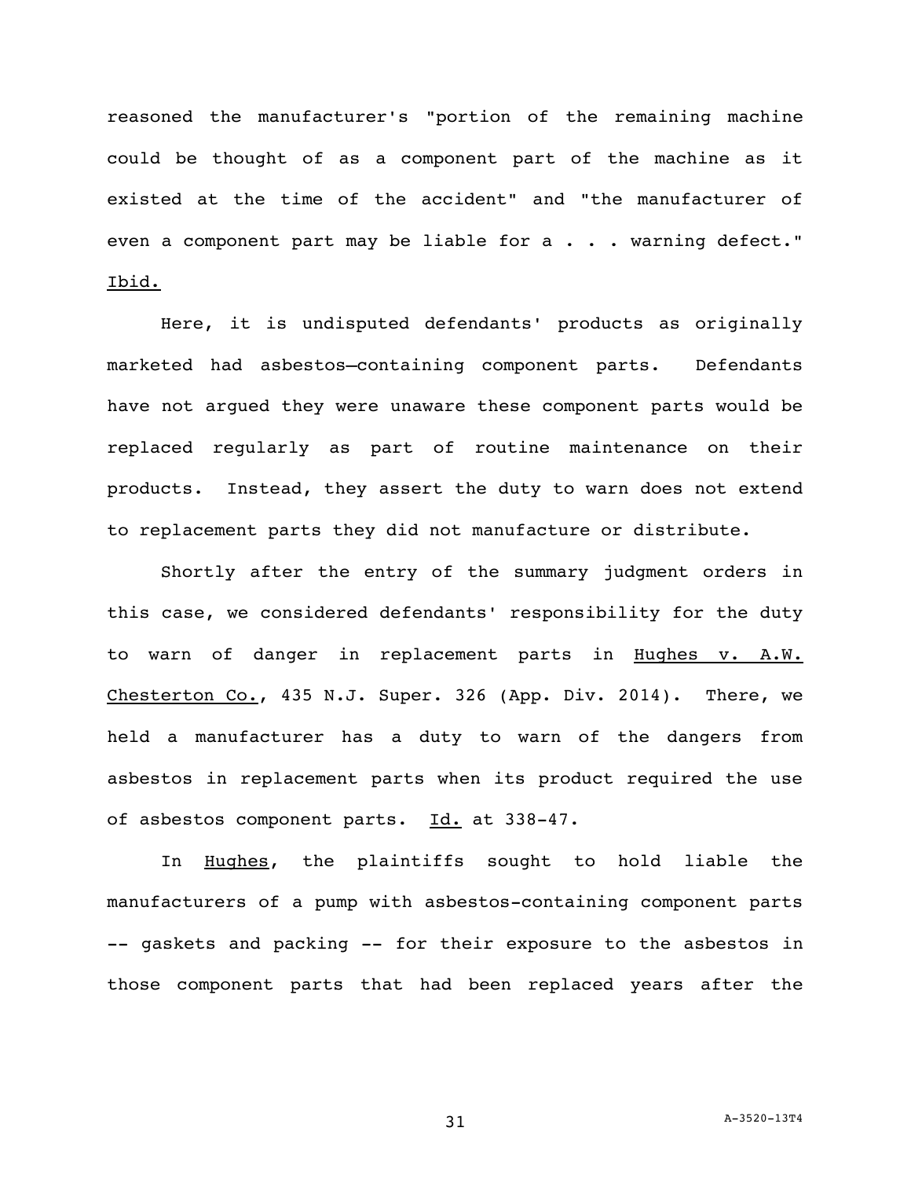reasoned the manufacturer's "portion of the remaining machine could be thought of as a component part of the machine as it existed at the time of the accident" and "the manufacturer of even a component part may be liable for a . . . warning defect." Ibid.

Here, it is undisputed defendants' products as originally marketed had asbestos–containing component parts. Defendants have not argued they were unaware these component parts would be replaced regularly as part of routine maintenance on their products. Instead, they assert the duty to warn does not extend to replacement parts they did not manufacture or distribute.

Shortly after the entry of the summary judgment orders in this case, we considered defendants' responsibility for the duty to warn of danger in replacement parts in Hughes v. A.W. Chesterton Co., 435 N.J. Super. 326 (App. Div. 2014). There, we held a manufacturer has a duty to warn of the dangers from asbestos in replacement parts when its product required the use of asbestos component parts. Id. at 338-47.

In Hughes, the plaintiffs sought to hold liable the manufacturers of a pump with asbestos-containing component parts -- gaskets and packing -- for their exposure to the asbestos in those component parts that had been replaced years after the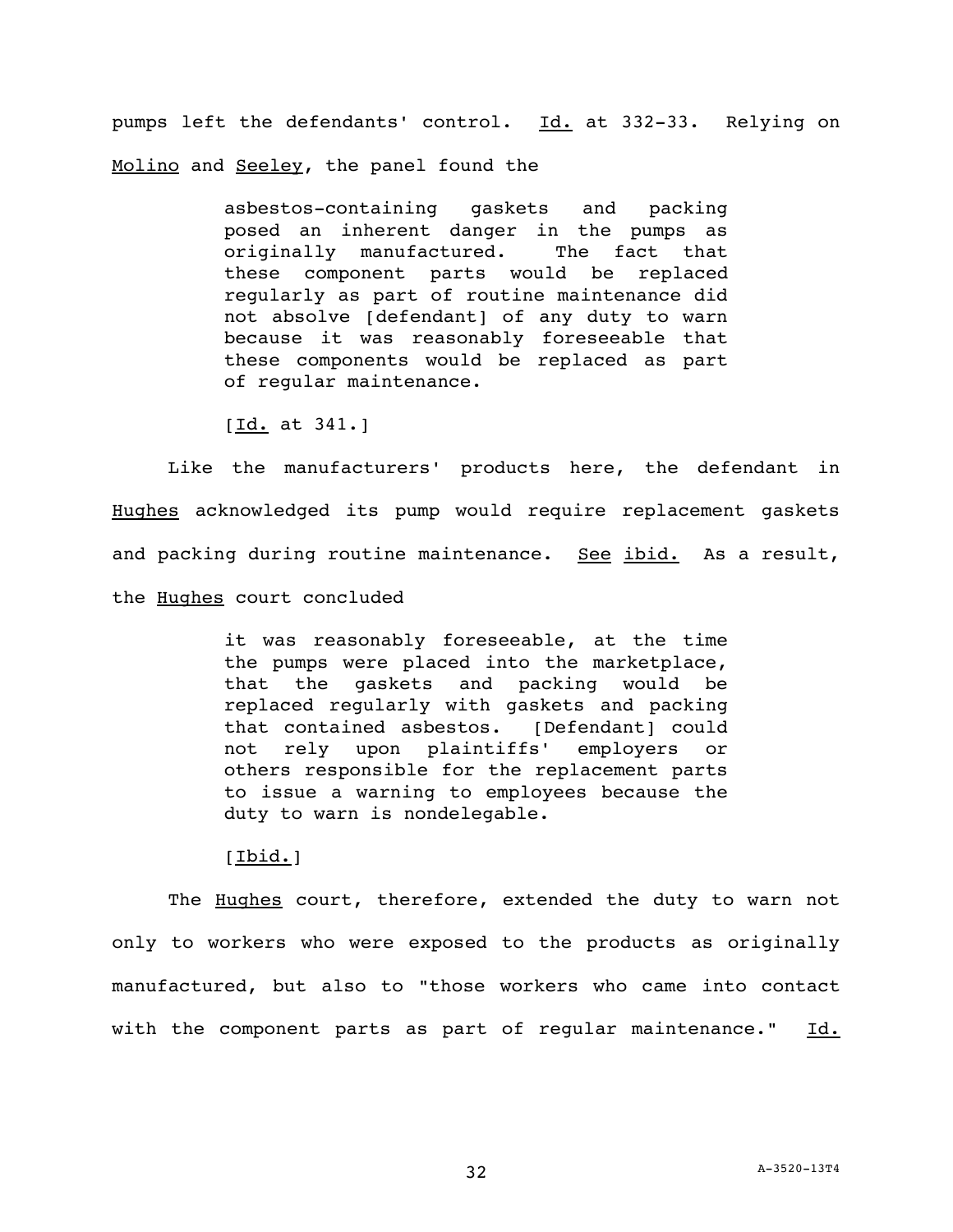pumps left the defendants' control. Id. at 332-33. Relying on Molino and Seeley, the panel found the

> asbestos-containing gaskets and packing posed an inherent danger in the pumps as originally manufactured. The fact that these component parts would be replaced regularly as part of routine maintenance did not absolve [defendant] of any duty to warn because it was reasonably foreseeable that these components would be replaced as part of regular maintenance.
>
> [Id. at 341.]

Like the manufacturers' products here, the defendant in Hughes acknowledged its pump would require replacement gaskets and packing during routine maintenance. See ibid. As a result, the Hughes court concluded

> it was reasonably foreseeable, at the time the pumps were placed into the marketplace, that the gaskets and packing would be replaced regularly with gaskets and packing that contained asbestos. [Defendant] could not rely upon plaintiffs' employers or others responsible for the replacement parts to issue a warning to employees because the duty to warn is nondelegable.
>
> [Ibid.]

The Hughes court, therefore, extended the duty to warn not only to workers who were exposed to the products as originally manufactured, but also to "those workers who came into contact with the component parts as part of regular maintenance." Id.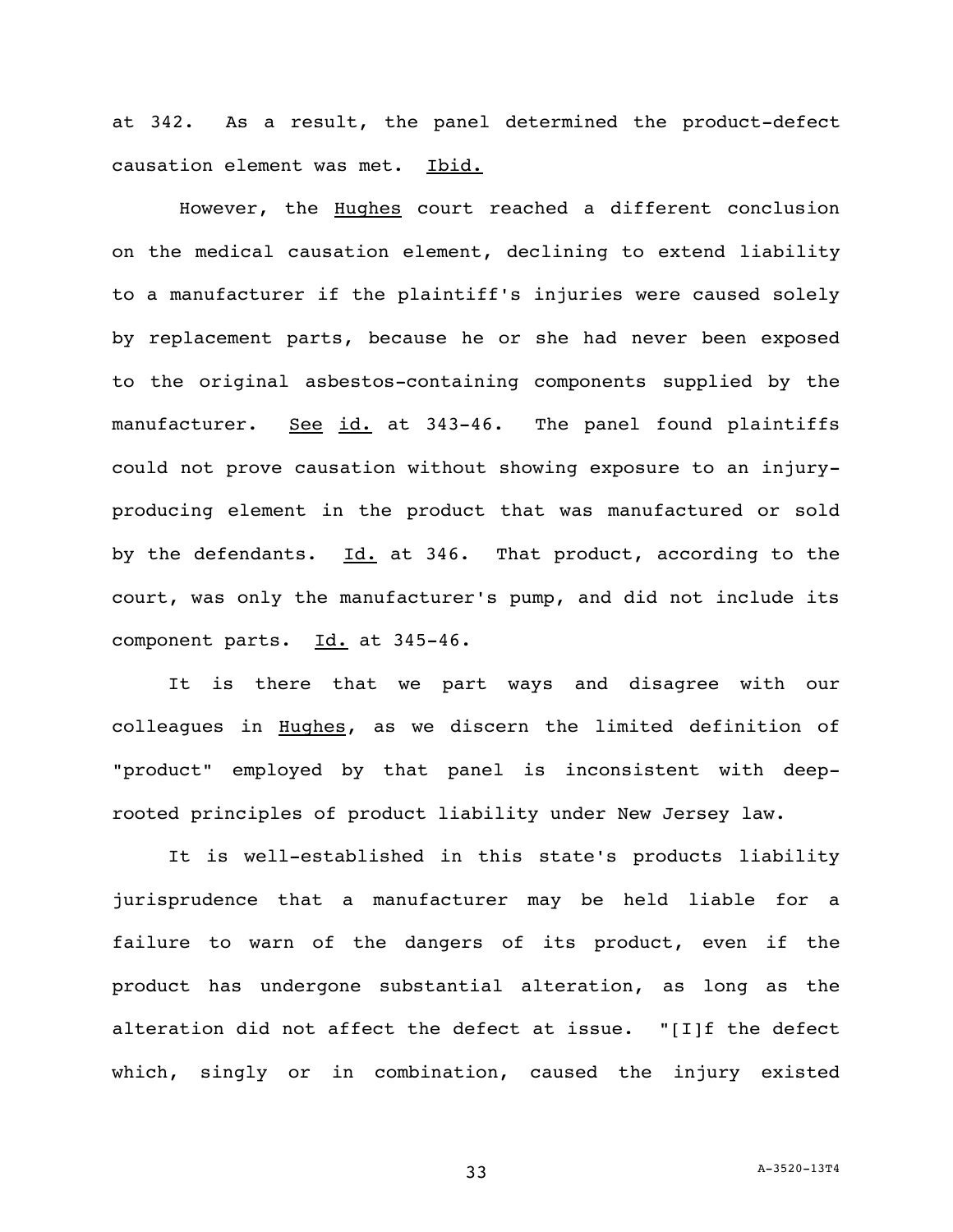at 342. As a result, the panel determined the product-defect causation element was met. _Ibid._

However, the _Hughes_ court reached a different conclusion on the medical causation element, declining to extend liability to a manufacturer if the plaintiff's injuries were caused solely by replacement parts, because he or she had never been exposed to the original asbestos-containing components supplied by the manufacturer. _See_ _id._ at 343-46. The panel found plaintiffs could not prove causation without showing exposure to an injury-producing element in the product that was manufactured or sold by the defendants. _Id._ at 346. That product, according to the court, was only the manufacturer's pump, and did not include its component parts. _Id._ at 345-46.

It is there that we part ways and disagree with our colleagues in _Hughes_, as we discern the limited definition of "product" employed by that panel is inconsistent with deep-rooted principles of product liability under New Jersey law.

It is well-established in this state's products liability jurisprudence that a manufacturer may be held liable for a failure to warn of the dangers of its product, even if the product has undergone substantial alteration, as long as the alteration did not affect the defect at issue. "[I]f the defect which, singly or in combination, caused the injury existed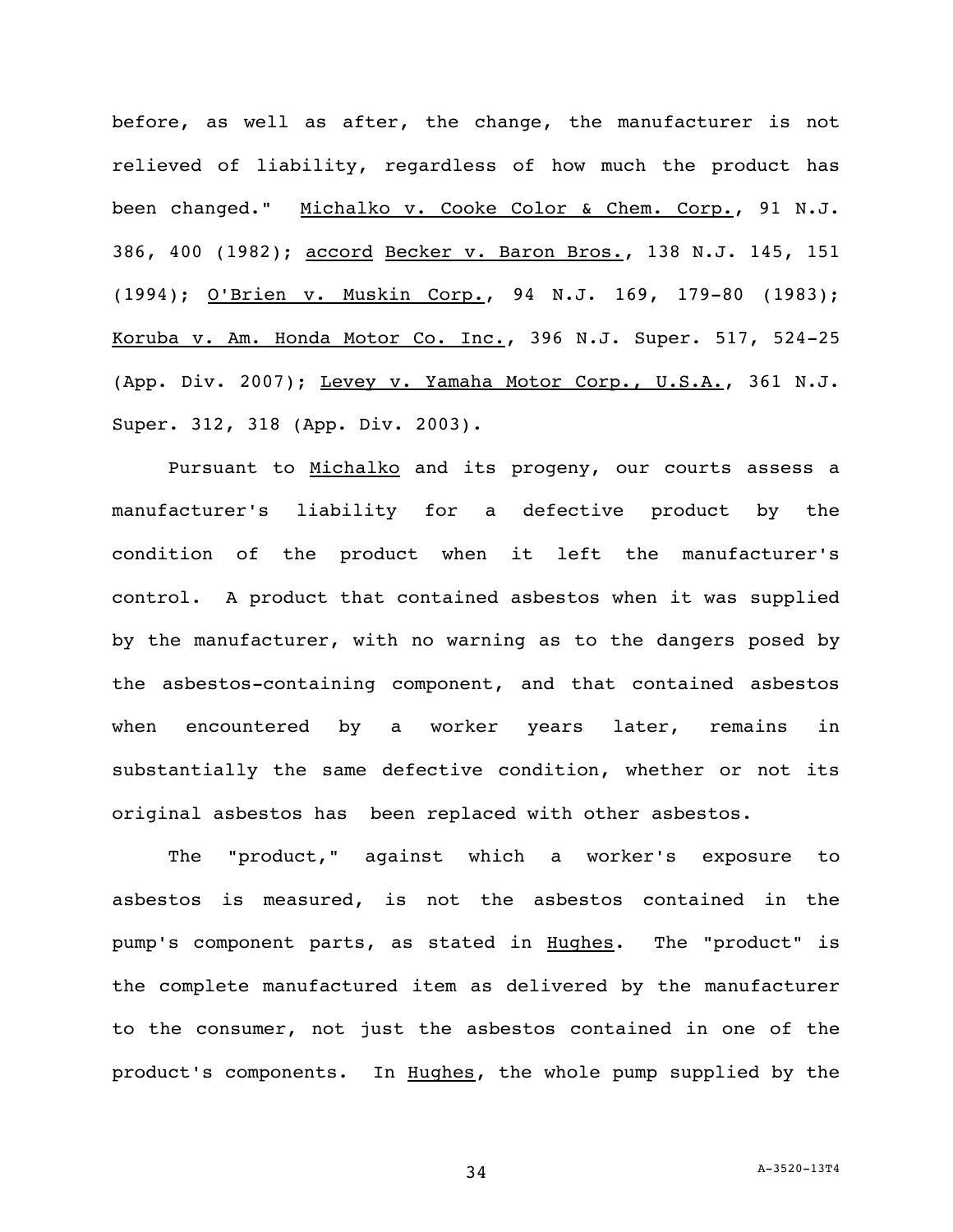before, as well as after, the change, the manufacturer is not relieved of liability, regardless of how much the product has been changed." Michalko v. Cooke Color & Chem. Corp., 91 N.J. 386, 400 (1982); accord Becker v. Baron Bros., 138 N.J. 145, 151 (1994); O'Brien v. Muskin Corp., 94 N.J. 169, 179-80 (1983); Koruba v. Am. Honda Motor Co. Inc., 396 N.J. Super. 517, 524-25 (App. Div. 2007); Levey v. Yamaha Motor Corp., U.S.A., 361 N.J. Super. 312, 318 (App. Div. 2003).

Pursuant to Michalko and its progeny, our courts assess a manufacturer's liability for a defective product by the condition of the product when it left the manufacturer's control. A product that contained asbestos when it was supplied by the manufacturer, with no warning as to the dangers posed by the asbestos-containing component, and that contained asbestos when encountered by a worker years later, remains in substantially the same defective condition, whether or not its original asbestos has been replaced with other asbestos.

The "product," against which a worker's exposure to asbestos is measured, is not the asbestos contained in the pump's component parts, as stated in Hughes. The "product" is the complete manufactured item as delivered by the manufacturer to the consumer, not just the asbestos contained in one of the product's components. In Hughes, the whole pump supplied by the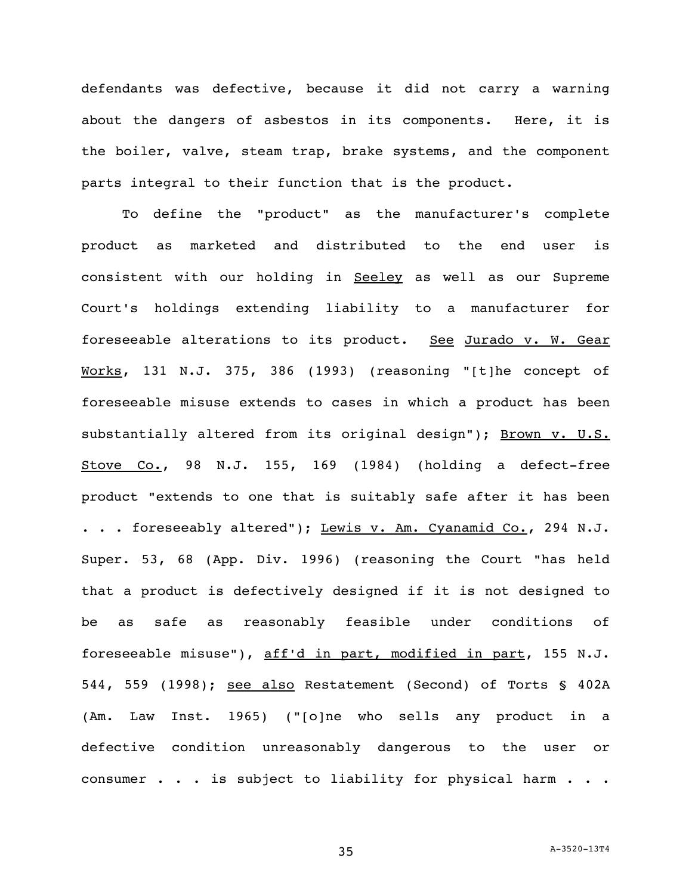defendants was defective, because it did not carry a warning about the dangers of asbestos in its components. Here, it is the boiler, valve, steam trap, brake systems, and the component parts integral to their function that is the product.

To define the "product" as the manufacturer's complete product as marketed and distributed to the end user is consistent with our holding in Seeley as well as our Supreme Court's holdings extending liability to a manufacturer for foreseeable alterations to its product. See Jurado v. W. Gear Works, 131 N.J. 375, 386 (1993) (reasoning "[t]he concept of foreseeable misuse extends to cases in which a product has been substantially altered from its original design"); Brown v. U.S. Stove Co., 98 N.J. 155, 169 (1984) (holding a defect-free product "extends to one that is suitably safe after it has been . . . foreseeably altered"); Lewis v. Am. Cyanamid Co., 294 N.J. Super. 53, 68 (App. Div. 1996) (reasoning the Court "has held that a product is defectively designed if it is not designed to be as safe as reasonably feasible under conditions of foreseeable misuse"), aff'd in part, modified in part, 155 N.J. 544, 559 (1998); see also Restatement (Second) of Torts § 402A (Am. Law Inst. 1965) ("[o]ne who sells any product in a defective condition unreasonably dangerous to the user or consumer . . . is subject to liability for physical harm . . .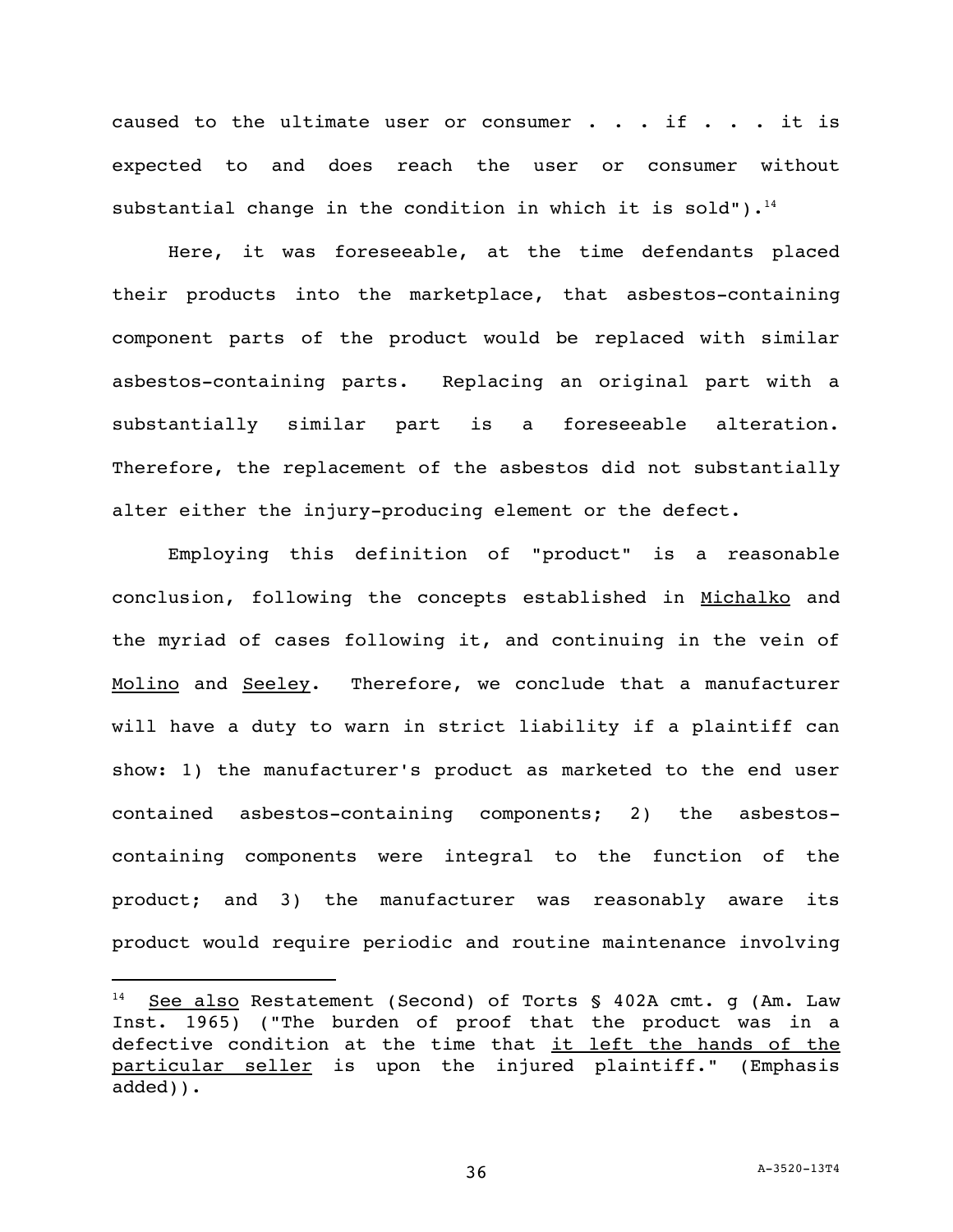caused to the ultimate user or consumer . . . if . . . it is expected to and does reach the user or consumer without substantial change in the condition in which it is sold").[14]

Here, it was foreseeable, at the time defendants placed their products into the marketplace, that asbestos-containing component parts of the product would be replaced with similar asbestos-containing parts. Replacing an original part with a substantially similar part is a foreseeable alteration. Therefore, the replacement of the asbestos did not substantially alter either the injury-producing element or the defect.

Employing this definition of "product" is a reasonable conclusion, following the concepts established in <u>Michalko</u> and the myriad of cases following it, and continuing in the vein of <u>Molino</u> and <u>Seeley</u>. Therefore, we conclude that a manufacturer will have a duty to warn in strict liability if a plaintiff can show: 1) the manufacturer's product as marketed to the end user contained asbestos-containing components; 2) the asbestos-containing components were integral to the function of the product; and 3) the manufacturer was reasonably aware its product would require periodic and routine maintenance involving

---

[14] <u>See also</u> Restatement (Second) of Torts § 402A cmt. g (Am. Law Inst. 1965) ("The burden of proof that the product was in a defective condition at the time that <u>it left the hands of the particular seller</u> is upon the injured plaintiff." (Emphasis added)).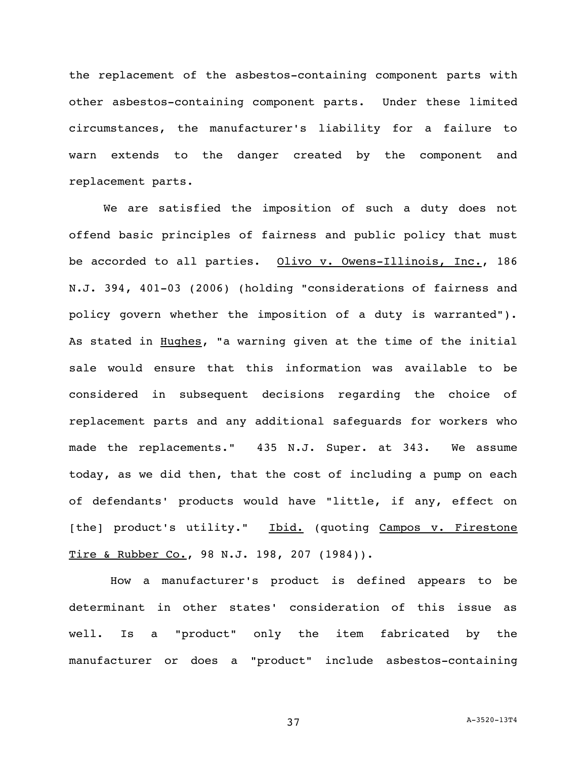the replacement of the asbestos-containing component parts with other asbestos-containing component parts. Under these limited circumstances, the manufacturer's liability for a failure to warn extends to the danger created by the component and replacement parts.

We are satisfied the imposition of such a duty does not offend basic principles of fairness and public policy that must be accorded to all parties. Olivo v. Owens-Illinois, Inc., 186 N.J. 394, 401-03 (2006) (holding "considerations of fairness and policy govern whether the imposition of a duty is warranted"). As stated in Hughes, "a warning given at the time of the initial sale would ensure that this information was available to be considered in subsequent decisions regarding the choice of replacement parts and any additional safeguards for workers who made the replacements." 435 N.J. Super. at 343. We assume today, as we did then, that the cost of including a pump on each of defendants' products would have "little, if any, effect on [the] product's utility." Ibid. (quoting Campos v. Firestone Tire & Rubber Co., 98 N.J. 198, 207 (1984)).

How a manufacturer's product is defined appears to be determinant in other states' consideration of this issue as well. Is a "product" only the item fabricated by the manufacturer or does a "product" include asbestos-containing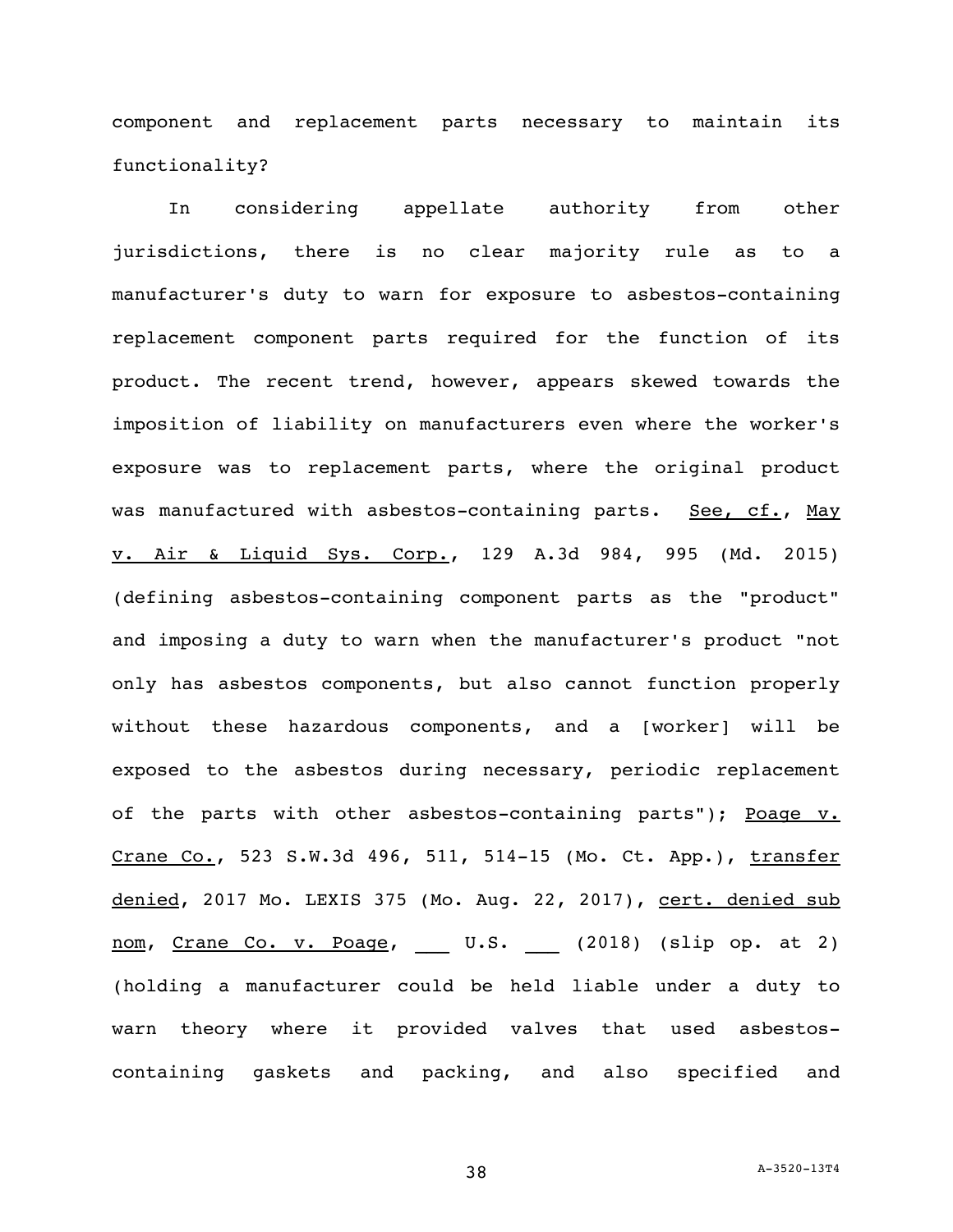component and replacement parts necessary to maintain its functionality?

In considering appellate authority from other jurisdictions, there is no clear majority rule as to a manufacturer's duty to warn for exposure to asbestos-containing replacement component parts required for the function of its product. The recent trend, however, appears skewed towards the imposition of liability on manufacturers even where the worker's exposure was to replacement parts, where the original product was manufactured with asbestos-containing parts. See, cf., May v. Air & Liquid Sys. Corp., 129 A.3d 984, 995 (Md. 2015) (defining asbestos-containing component parts as the "product" and imposing a duty to warn when the manufacturer's product "not only has asbestos components, but also cannot function properly without these hazardous components, and a [worker] will be exposed to the asbestos during necessary, periodic replacement of the parts with other asbestos-containing parts"); Poage v. Crane Co., 523 S.W.3d 496, 511, 514-15 (Mo. Ct. App.), transfer denied, 2017 Mo. LEXIS 375 (Mo. Aug. 22, 2017), cert. denied sub nom, Crane Co. v. Poage, ___ U.S. ___ (2018) (slip op. at 2) (holding a manufacturer could be held liable under a duty to warn theory where it provided valves that used asbestos-containing gaskets and packing, and also specified and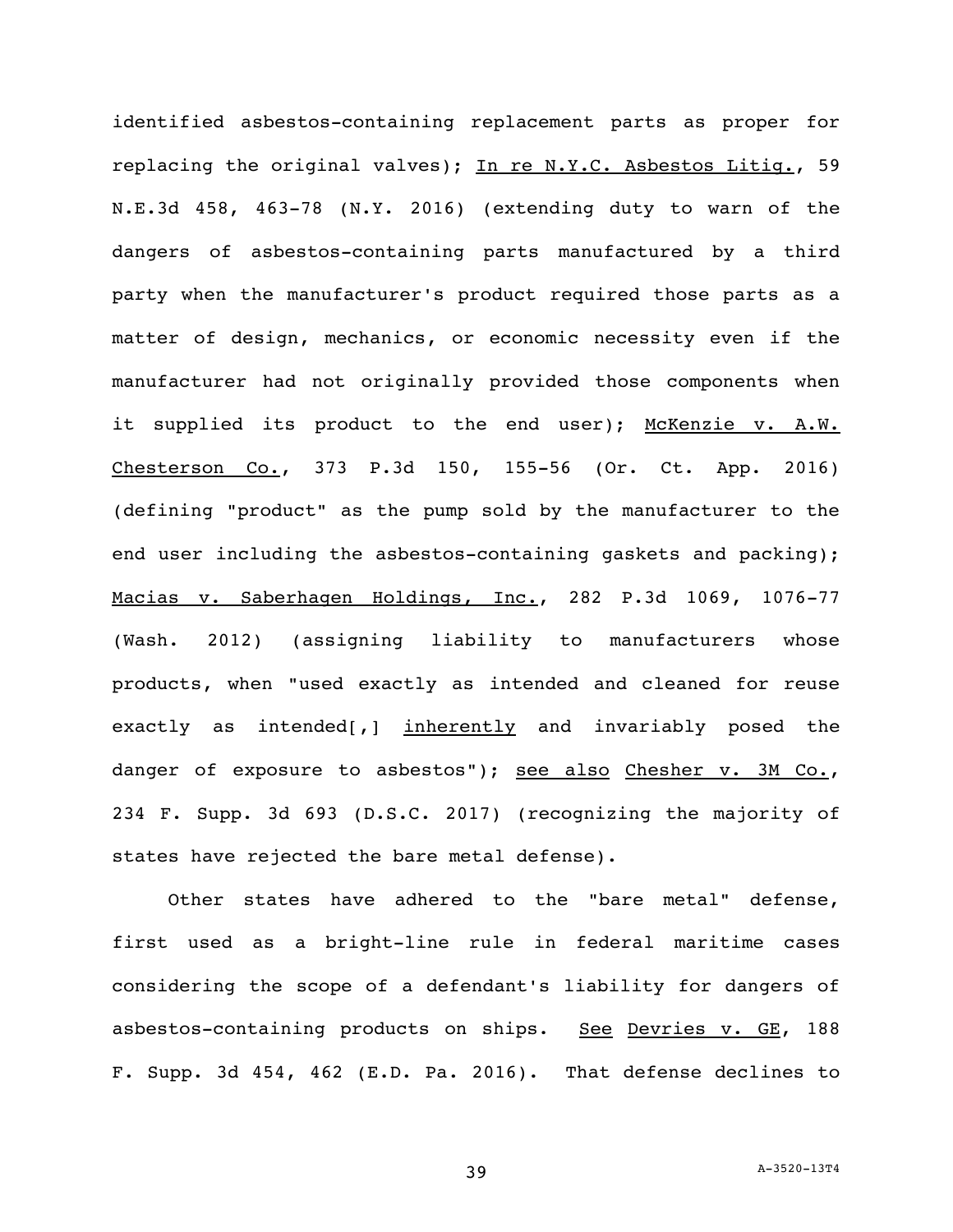identified asbestos-containing replacement parts as proper for replacing the original valves); In re N.Y.C. Asbestos Litig., 59 N.E.3d 458, 463-78 (N.Y. 2016) (extending duty to warn of the dangers of asbestos-containing parts manufactured by a third party when the manufacturer's product required those parts as a matter of design, mechanics, or economic necessity even if the manufacturer had not originally provided those components when it supplied its product to the end user); McKenzie v. A.W. Chesterson Co., 373 P.3d 150, 155-56 (Or. Ct. App. 2016) (defining "product" as the pump sold by the manufacturer to the end user including the asbestos-containing gaskets and packing); Macias v. Saberhagen Holdings, Inc., 282 P.3d 1069, 1076-77 (Wash. 2012) (assigning liability to manufacturers whose products, when "used exactly as intended and cleaned for reuse exactly as intended[,] inherently and invariably posed the danger of exposure to asbestos"); see also Chesher v. 3M Co., 234 F. Supp. 3d 693 (D.S.C. 2017) (recognizing the majority of states have rejected the bare metal defense).

Other states have adhered to the "bare metal" defense, first used as a bright-line rule in federal maritime cases considering the scope of a defendant's liability for dangers of asbestos-containing products on ships. See Devries v. GE, 188 F. Supp. 3d 454, 462 (E.D. Pa. 2016). That defense declines to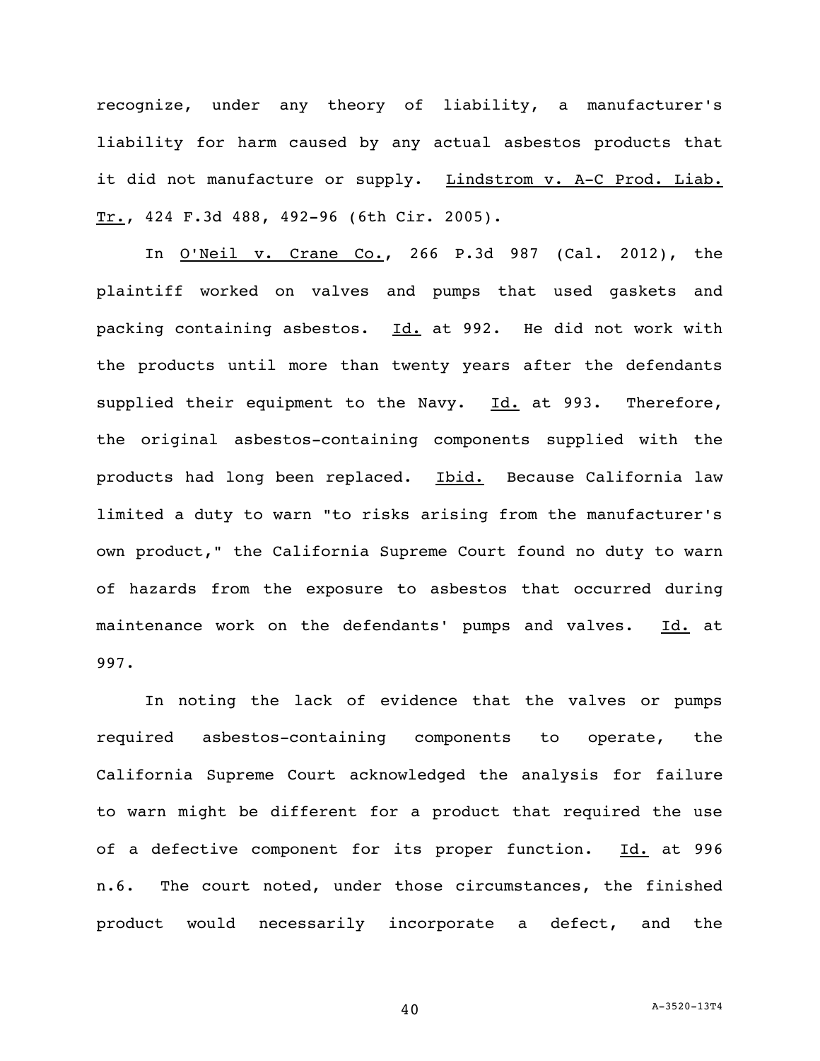recognize, under any theory of liability, a manufacturer's liability for harm caused by any actual asbestos products that it did not manufacture or supply. Lindstrom v. A-C Prod. Liab. Tr., 424 F.3d 488, 492-96 (6th Cir. 2005).

In O'Neil v. Crane Co., 266 P.3d 987 (Cal. 2012), the plaintiff worked on valves and pumps that used gaskets and packing containing asbestos. Id. at 992. He did not work with the products until more than twenty years after the defendants supplied their equipment to the Navy. Id. at 993. Therefore, the original asbestos-containing components supplied with the products had long been replaced. Ibid. Because California law limited a duty to warn "to risks arising from the manufacturer's own product," the California Supreme Court found no duty to warn of hazards from the exposure to asbestos that occurred during maintenance work on the defendants' pumps and valves. Id. at 997.

In noting the lack of evidence that the valves or pumps required asbestos-containing components to operate, the California Supreme Court acknowledged the analysis for failure to warn might be different for a product that required the use of a defective component for its proper function. Id. at 996 n.6. The court noted, under those circumstances, the finished product would necessarily incorporate a defect, and the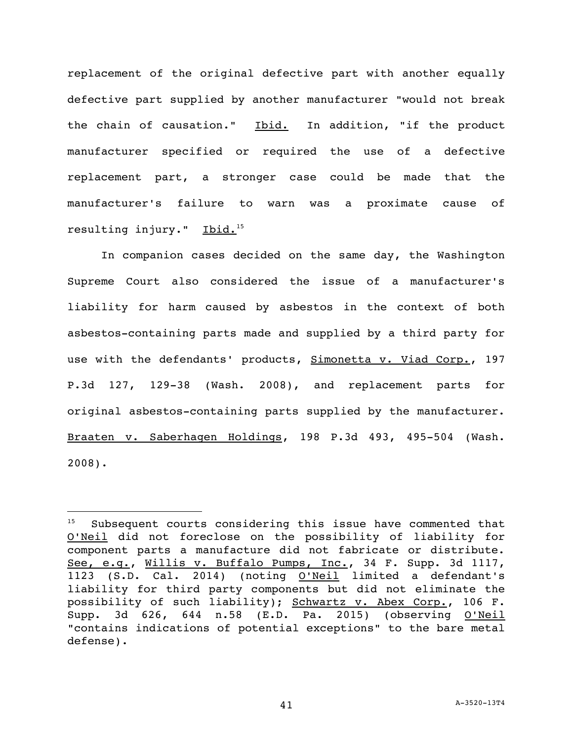replacement of the original defective part with another equally defective part supplied by another manufacturer "would not break the chain of causation." Ibid. In addition, "if the product manufacturer specified or required the use of a defective replacement part, a stronger case could be made that the manufacturer's failure to warn was a proximate cause of resulting injury." Ibid.[15]

In companion cases decided on the same day, the Washington Supreme Court also considered the issue of a manufacturer's liability for harm caused by asbestos in the context of both asbestos-containing parts made and supplied by a third party for use with the defendants' products, Simonetta v. Viad Corp., 197 P.3d 127, 129-38 (Wash. 2008), and replacement parts for original asbestos-containing parts supplied by the manufacturer. Braaten v. Saberhagen Holdings, 198 P.3d 493, 495-504 (Wash. 2008).

---

[15] Subsequent courts considering this issue have commented that O'Neil did not foreclose on the possibility of liability for component parts a manufacture did not fabricate or distribute. See, e.g., Willis v. Buffalo Pumps, Inc., 34 F. Supp. 3d 1117, 1123 (S.D. Cal. 2014) (noting O'Neil limited a defendant's liability for third party components but did not eliminate the possibility of such liability); Schwartz v. Abex Corp., 106 F. Supp. 3d 626, 644 n.58 (E.D. Pa. 2015) (observing O'Neil "contains indications of potential exceptions" to the bare metal defense).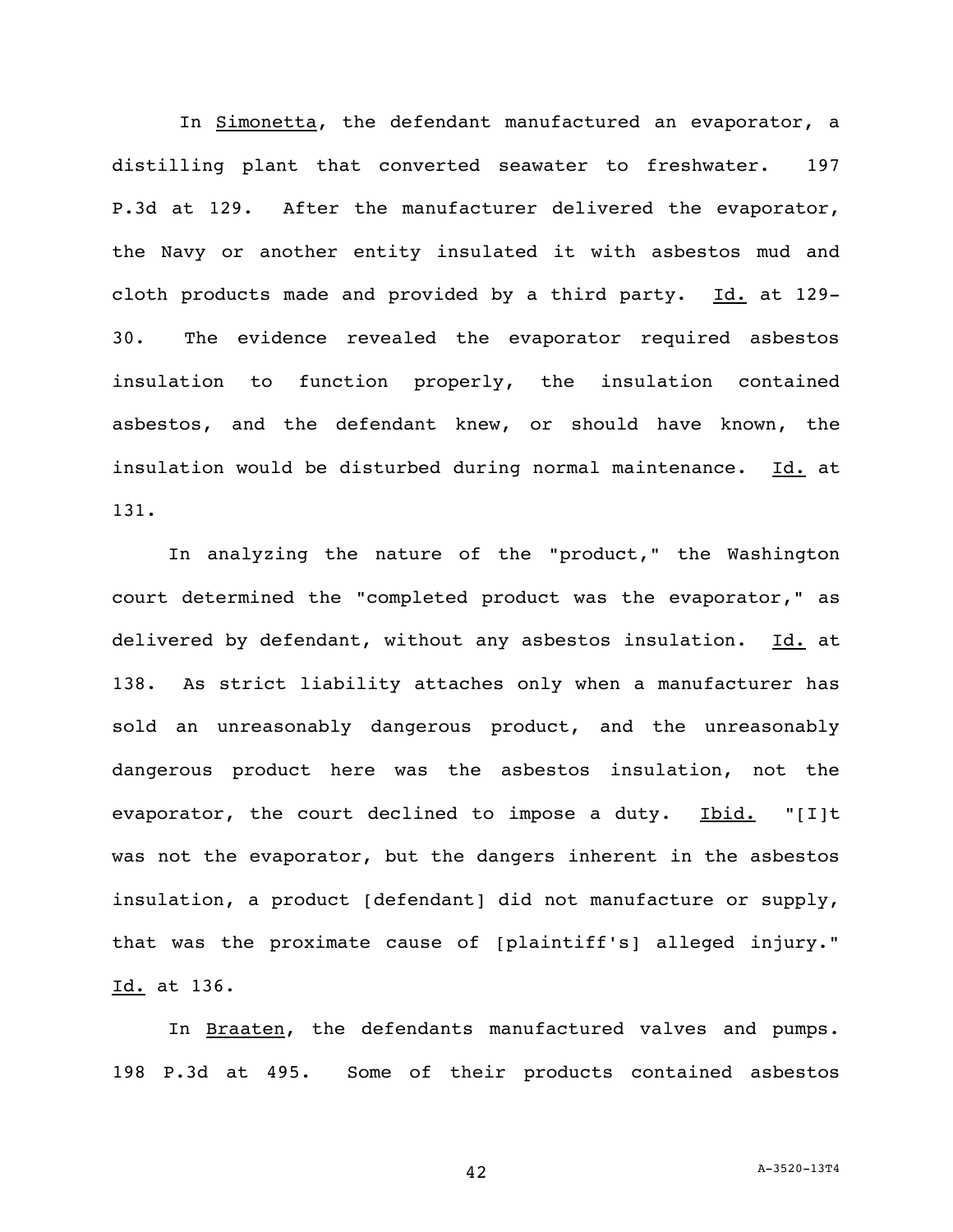In _Simonetta_, the defendant manufactured an evaporator, a distilling plant that converted seawater to freshwater. 197 P.3d at 129. After the manufacturer delivered the evaporator, the Navy or another entity insulated it with asbestos mud and cloth products made and provided by a third party. _Id._ at 129-30. The evidence revealed the evaporator required asbestos insulation to function properly, the insulation contained asbestos, and the defendant knew, or should have known, the insulation would be disturbed during normal maintenance. _Id._ at 131.

In analyzing the nature of the "product," the Washington court determined the "completed product was the evaporator," as delivered by defendant, without any asbestos insulation. _Id._ at 138. As strict liability attaches only when a manufacturer has sold an unreasonably dangerous product, and the unreasonably dangerous product here was the asbestos insulation, not the evaporator, the court declined to impose a duty. _Ibid._ "[I]t was not the evaporator, but the dangers inherent in the asbestos insulation, a product [defendant] did not manufacture or supply, that was the proximate cause of [plaintiff's] alleged injury." _Id._ at 136.

In _Braaten_, the defendants manufactured valves and pumps. 198 P.3d at 495. Some of their products contained asbestos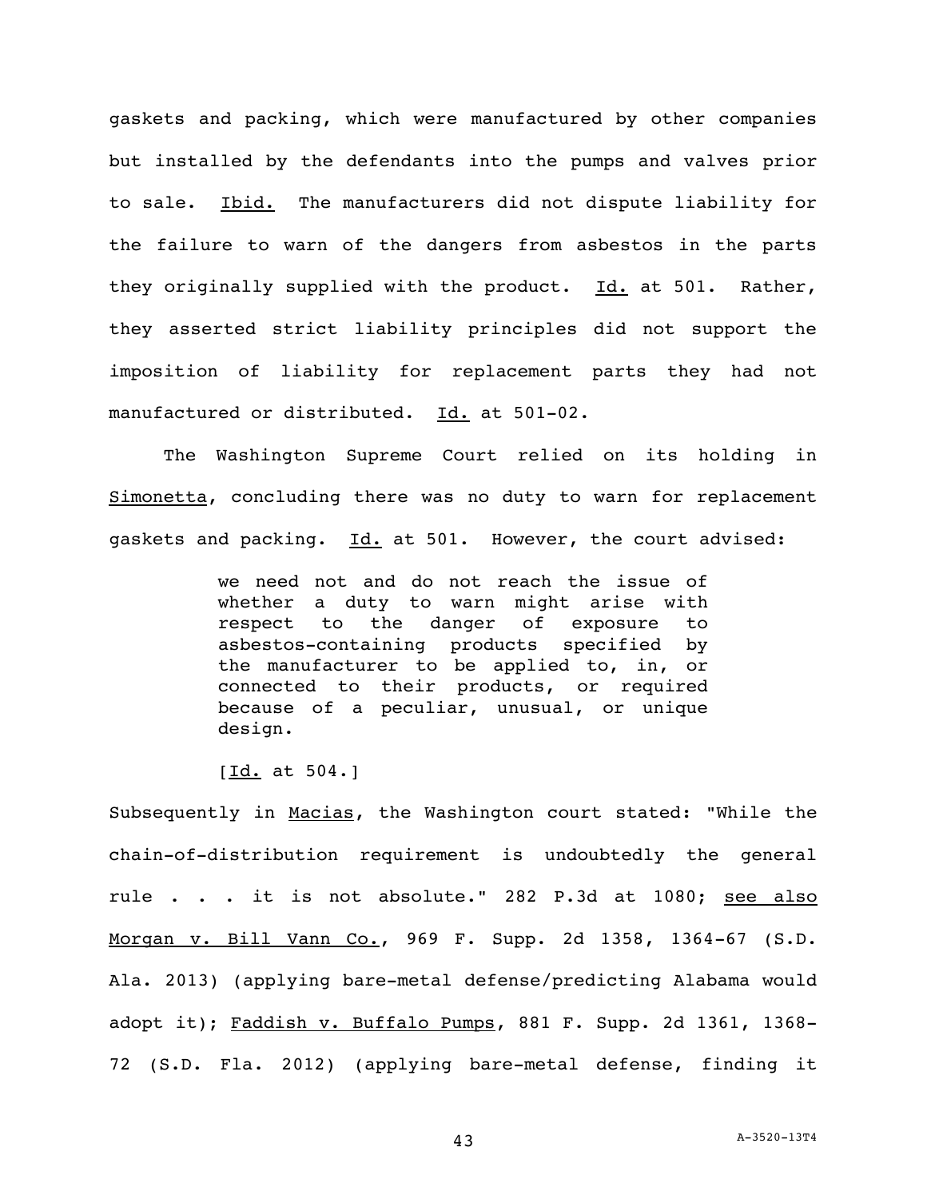gaskets and packing, which were manufactured by other companies but installed by the defendants into the pumps and valves prior to sale. Ibid. The manufacturers did not dispute liability for the failure to warn of the dangers from asbestos in the parts they originally supplied with the product. Id. at 501. Rather, they asserted strict liability principles did not support the imposition of liability for replacement parts they had not manufactured or distributed. Id. at 501-02.

The Washington Supreme Court relied on its holding in Simonetta, concluding there was no duty to warn for replacement gaskets and packing. Id. at 501. However, the court advised:

> we need not and do not reach the issue of whether a duty to warn might arise with respect to the danger of exposure to asbestos-containing products specified by the manufacturer to be applied to, in, or connected to their products, or required because of a peculiar, unusual, or unique design.
>
> [Id. at 504.]

Subsequently in Macias, the Washington court stated: "While the chain-of-distribution requirement is undoubtedly the general rule . . . it is not absolute." 282 P.3d at 1080; see also Morgan v. Bill Vann Co., 969 F. Supp. 2d 1358, 1364-67 (S.D. Ala. 2013) (applying bare-metal defense/predicting Alabama would adopt it); Faddish v. Buffalo Pumps, 881 F. Supp. 2d 1361, 1368-72 (S.D. Fla. 2012) (applying bare-metal defense, finding it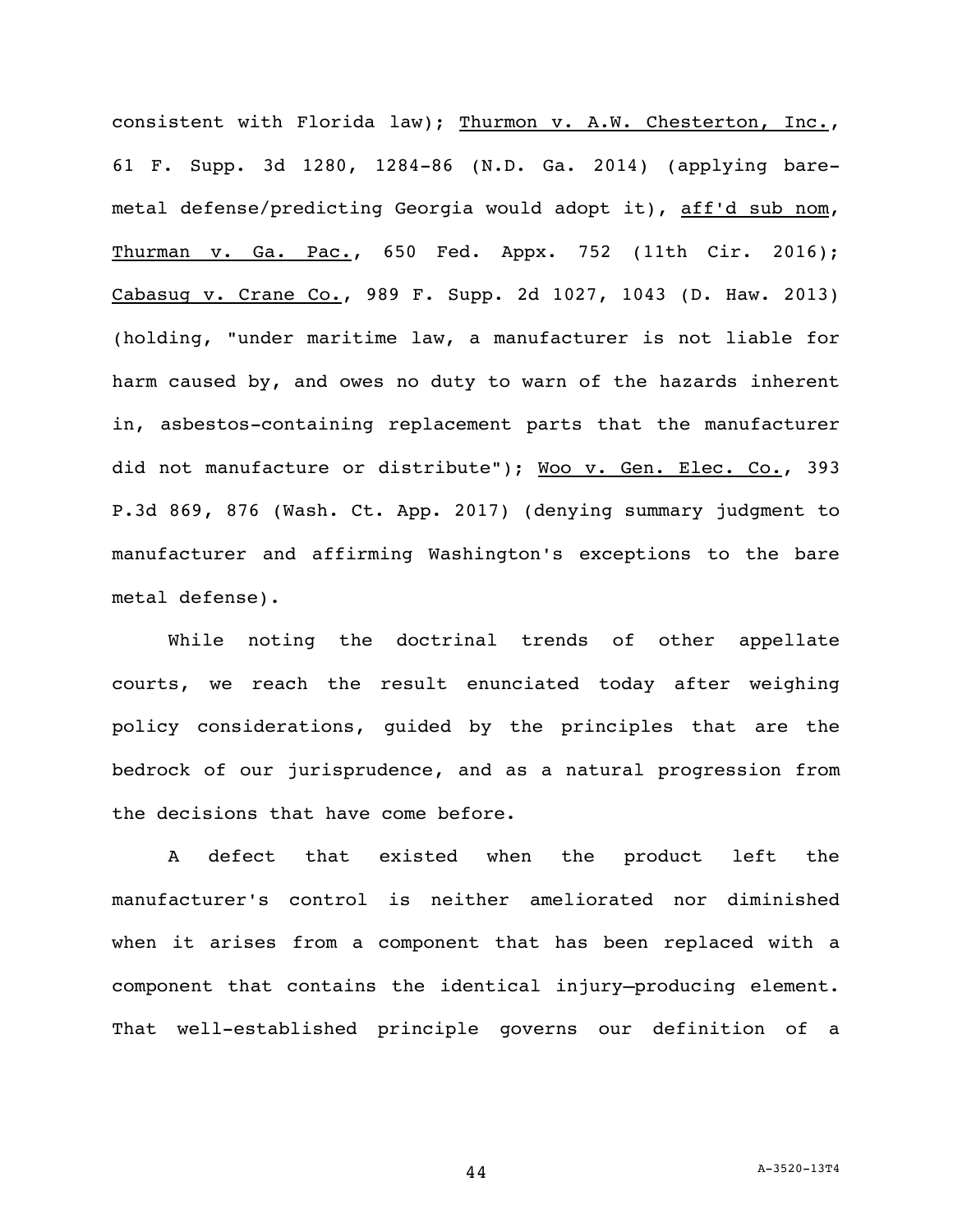consistent with Florida law); Thurmon v. A.W. Chesterton, Inc., 61 F. Supp. 3d 1280, 1284-86 (N.D. Ga. 2014) (applying bare-metal defense/predicting Georgia would adopt it), aff'd sub nom, Thurman v. Ga. Pac., 650 Fed. Appx. 752 (11th Cir. 2016); Cabasug v. Crane Co., 989 F. Supp. 2d 1027, 1043 (D. Haw. 2013) (holding, "under maritime law, a manufacturer is not liable for harm caused by, and owes no duty to warn of the hazards inherent in, asbestos-containing replacement parts that the manufacturer did not manufacture or distribute"); Woo v. Gen. Elec. Co., 393 P.3d 869, 876 (Wash. Ct. App. 2017) (denying summary judgment to manufacturer and affirming Washington's exceptions to the bare metal defense).

While noting the doctrinal trends of other appellate courts, we reach the result enunciated today after weighing policy considerations, guided by the principles that are the bedrock of our jurisprudence, and as a natural progression from the decisions that have come before.

A defect that existed when the product left the manufacturer's control is neither ameliorated nor diminished when it arises from a component that has been replaced with a component that contains the identical injury–producing element. That well-established principle governs our definition of a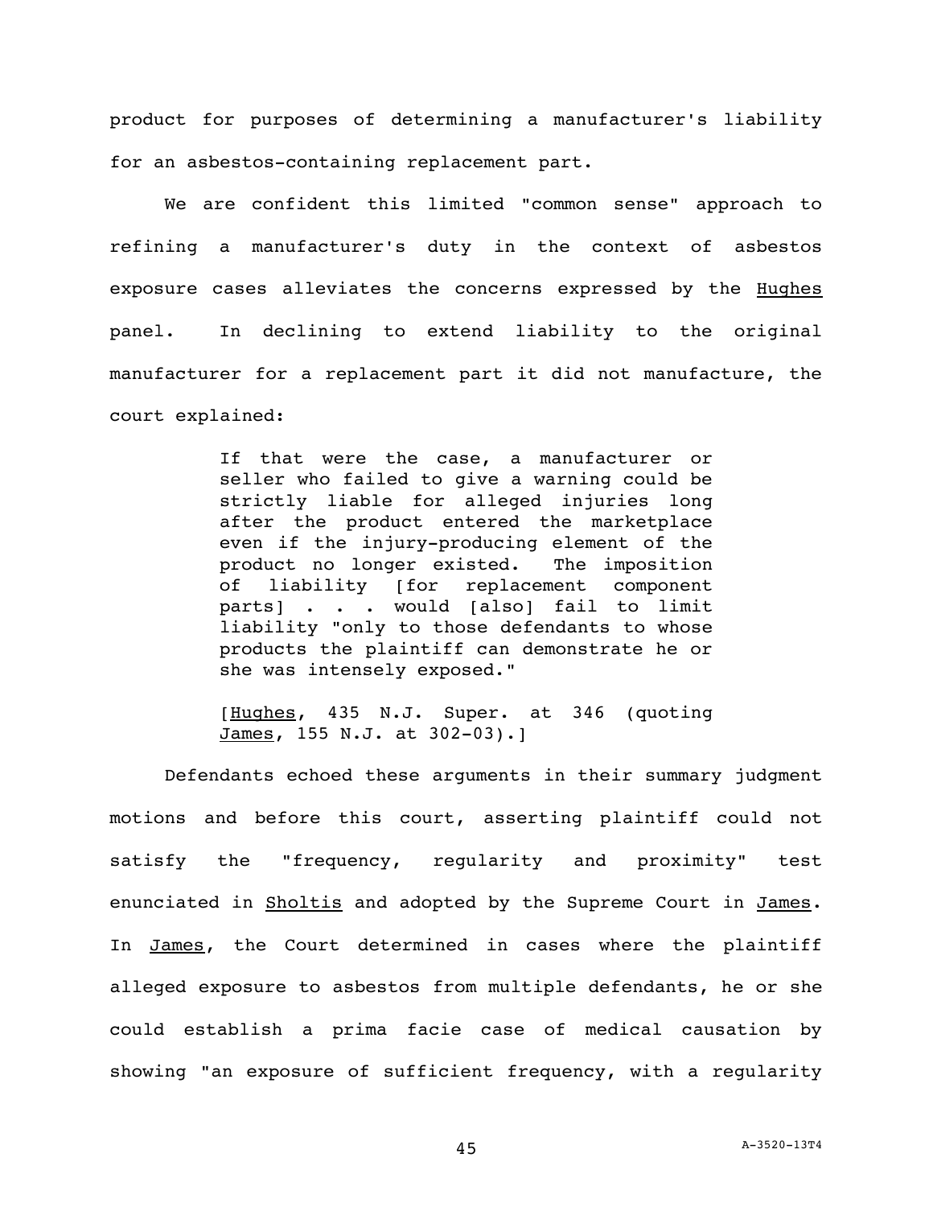product for purposes of determining a manufacturer's liability for an asbestos-containing replacement part.

We are confident this limited "common sense" approach to refining a manufacturer's duty in the context of asbestos exposure cases alleviates the concerns expressed by the Hughes panel. In declining to extend liability to the original manufacturer for a replacement part it did not manufacture, the court explained:

> If that were the case, a manufacturer or seller who failed to give a warning could be strictly liable for alleged injuries long after the product entered the marketplace even if the injury-producing element of the product no longer existed. The imposition of liability [for replacement component parts] . . . would [also] fail to limit liability "only to those defendants to whose products the plaintiff can demonstrate he or she was intensely exposed."
>
> [Hughes, 435 N.J. Super. at 346 (quoting James, 155 N.J. at 302-03).]

Defendants echoed these arguments in their summary judgment motions and before this court, asserting plaintiff could not satisfy the "frequency, regularity and proximity" test enunciated in Sholtis and adopted by the Supreme Court in James. In James, the Court determined in cases where the plaintiff alleged exposure to asbestos from multiple defendants, he or she could establish a prima facie case of medical causation by showing "an exposure of sufficient frequency, with a regularity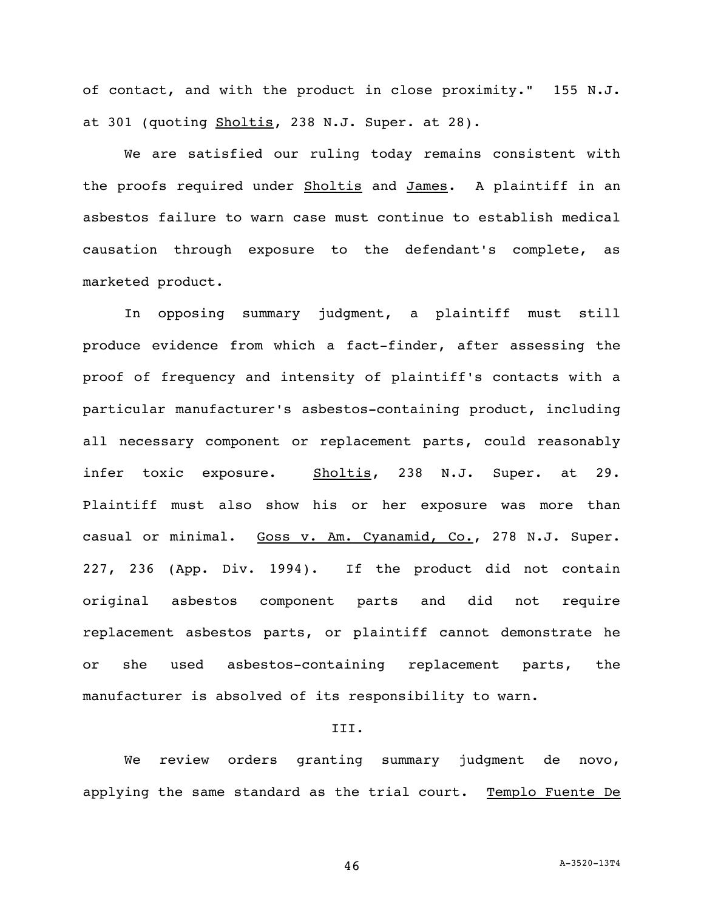of contact, and with the product in close proximity." 155 N.J. at 301 (quoting Sholtis, 238 N.J. Super. at 28).

We are satisfied our ruling today remains consistent with the proofs required under Sholtis and James. A plaintiff in an asbestos failure to warn case must continue to establish medical causation through exposure to the defendant's complete, as marketed product.

In opposing summary judgment, a plaintiff must still produce evidence from which a fact-finder, after assessing the proof of frequency and intensity of plaintiff's contacts with a particular manufacturer's asbestos-containing product, including all necessary component or replacement parts, could reasonably infer toxic exposure. Sholtis, 238 N.J. Super. at 29. Plaintiff must also show his or her exposure was more than casual or minimal. Goss v. Am. Cyanamid, Co., 278 N.J. Super. 227, 236 (App. Div. 1994). If the product did not contain original asbestos component parts and did not require replacement asbestos parts, or plaintiff cannot demonstrate he or she used asbestos-containing replacement parts, the manufacturer is absolved of its responsibility to warn.

III.

We review orders granting summary judgment de novo, applying the same standard as the trial court. Templo Fuente De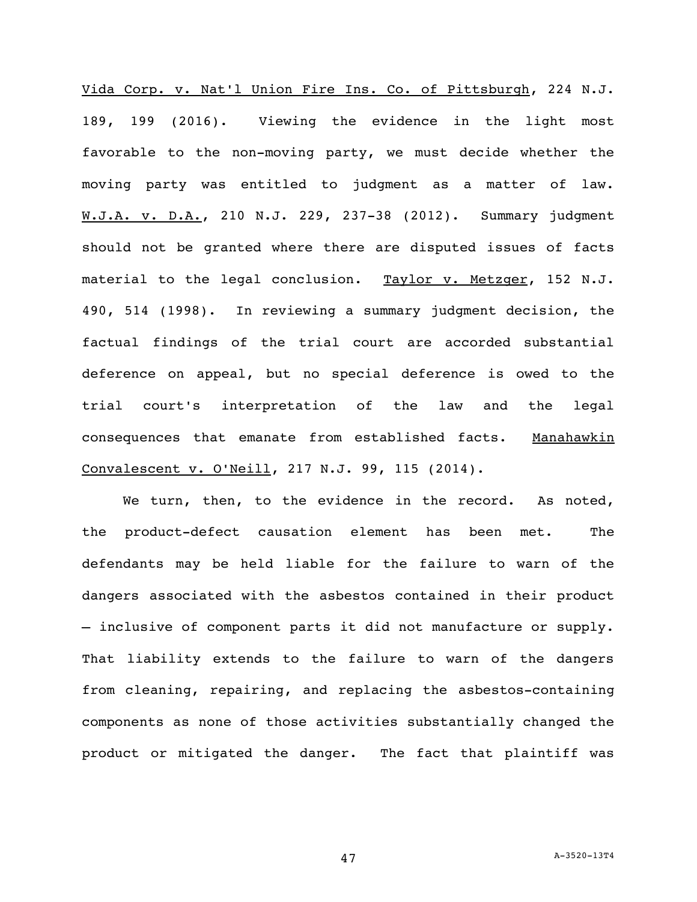Vida Corp. v. Nat'l Union Fire Ins. Co. of Pittsburgh, 224 N.J. 189, 199 (2016). Viewing the evidence in the light most favorable to the non-moving party, we must decide whether the moving party was entitled to judgment as a matter of law. W.J.A. v. D.A., 210 N.J. 229, 237-38 (2012). Summary judgment should not be granted where there are disputed issues of facts material to the legal conclusion. Taylor v. Metzger, 152 N.J. 490, 514 (1998). In reviewing a summary judgment decision, the factual findings of the trial court are accorded substantial deference on appeal, but no special deference is owed to the trial court's interpretation of the law and the legal consequences that emanate from established facts. Manahawkin Convalescent v. O'Neill, 217 N.J. 99, 115 (2014).

We turn, then, to the evidence in the record. As noted, the product-defect causation element has been met. The defendants may be held liable for the failure to warn of the dangers associated with the asbestos contained in their product – inclusive of component parts it did not manufacture or supply. That liability extends to the failure to warn of the dangers from cleaning, repairing, and replacing the asbestos-containing components as none of those activities substantially changed the product or mitigated the danger. The fact that plaintiff was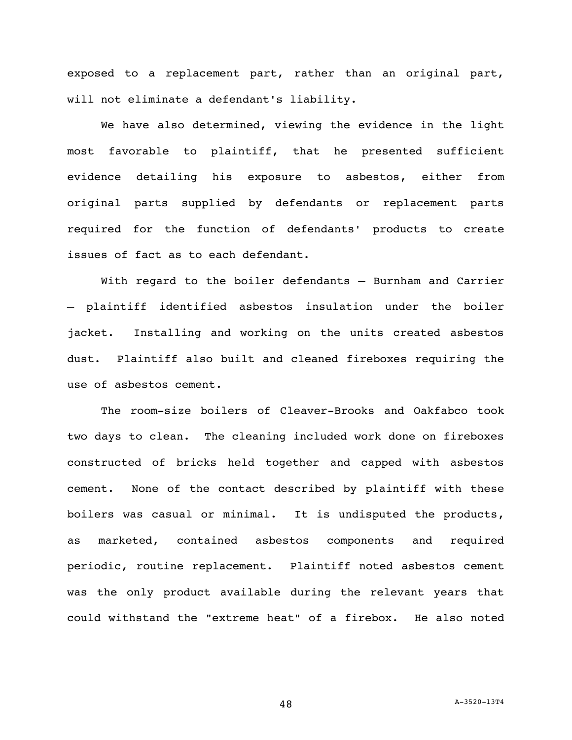exposed to a replacement part, rather than an original part, will not eliminate a defendant's liability.

We have also determined, viewing the evidence in the light most favorable to plaintiff, that he presented sufficient evidence detailing his exposure to asbestos, either from original parts supplied by defendants or replacement parts required for the function of defendants' products to create issues of fact as to each defendant.

With regard to the boiler defendants — Burnham and Carrier — plaintiff identified asbestos insulation under the boiler jacket. Installing and working on the units created asbestos dust. Plaintiff also built and cleaned fireboxes requiring the use of asbestos cement.

The room-size boilers of Cleaver-Brooks and Oakfabco took two days to clean. The cleaning included work done on fireboxes constructed of bricks held together and capped with asbestos cement. None of the contact described by plaintiff with these boilers was casual or minimal. It is undisputed the products, as marketed, contained asbestos components and required periodic, routine replacement. Plaintiff noted asbestos cement was the only product available during the relevant years that could withstand the "extreme heat" of a firebox. He also noted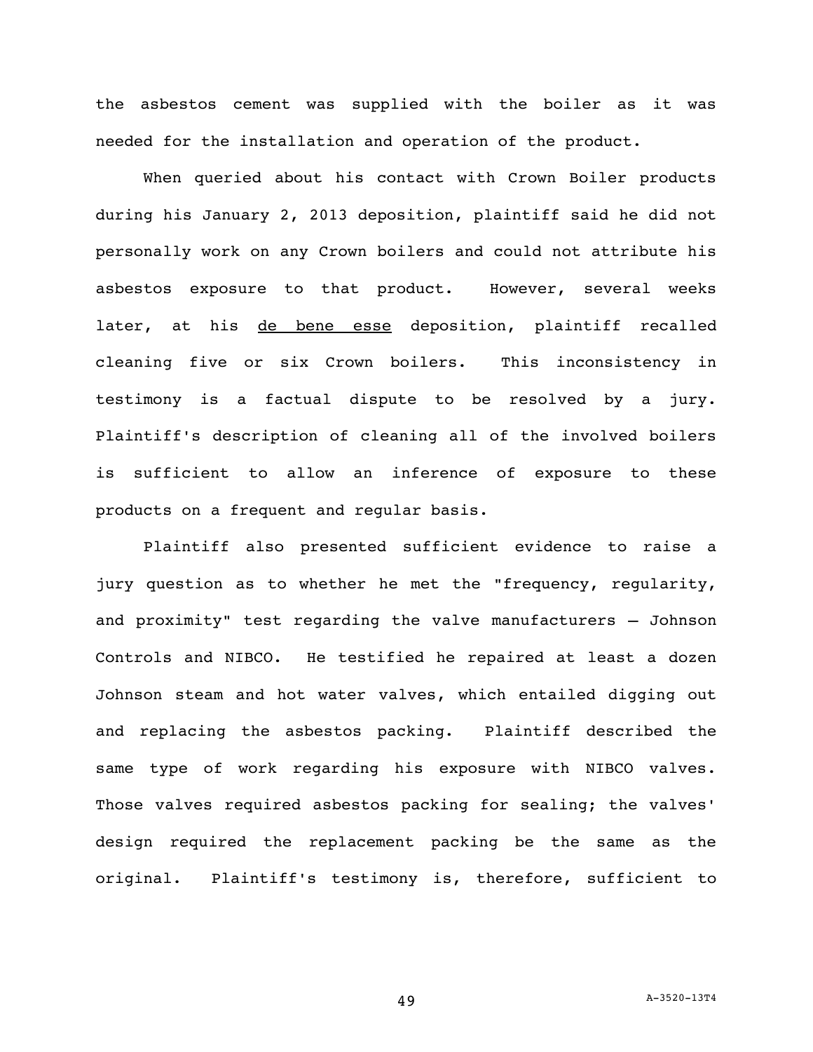the asbestos cement was supplied with the boiler as it was needed for the installation and operation of the product.

When queried about his contact with Crown Boiler products during his January 2, 2013 deposition, plaintiff said he did not personally work on any Crown boilers and could not attribute his asbestos exposure to that product. However, several weeks later, at his de bene esse deposition, plaintiff recalled cleaning five or six Crown boilers. This inconsistency in testimony is a factual dispute to be resolved by a jury. Plaintiff's description of cleaning all of the involved boilers is sufficient to allow an inference of exposure to these products on a frequent and regular basis.

Plaintiff also presented sufficient evidence to raise a jury question as to whether he met the "frequency, regularity, and proximity" test regarding the valve manufacturers — Johnson Controls and NIBCO. He testified he repaired at least a dozen Johnson steam and hot water valves, which entailed digging out and replacing the asbestos packing. Plaintiff described the same type of work regarding his exposure with NIBCO valves. Those valves required asbestos packing for sealing; the valves' design required the replacement packing be the same as the original. Plaintiff's testimony is, therefore, sufficient to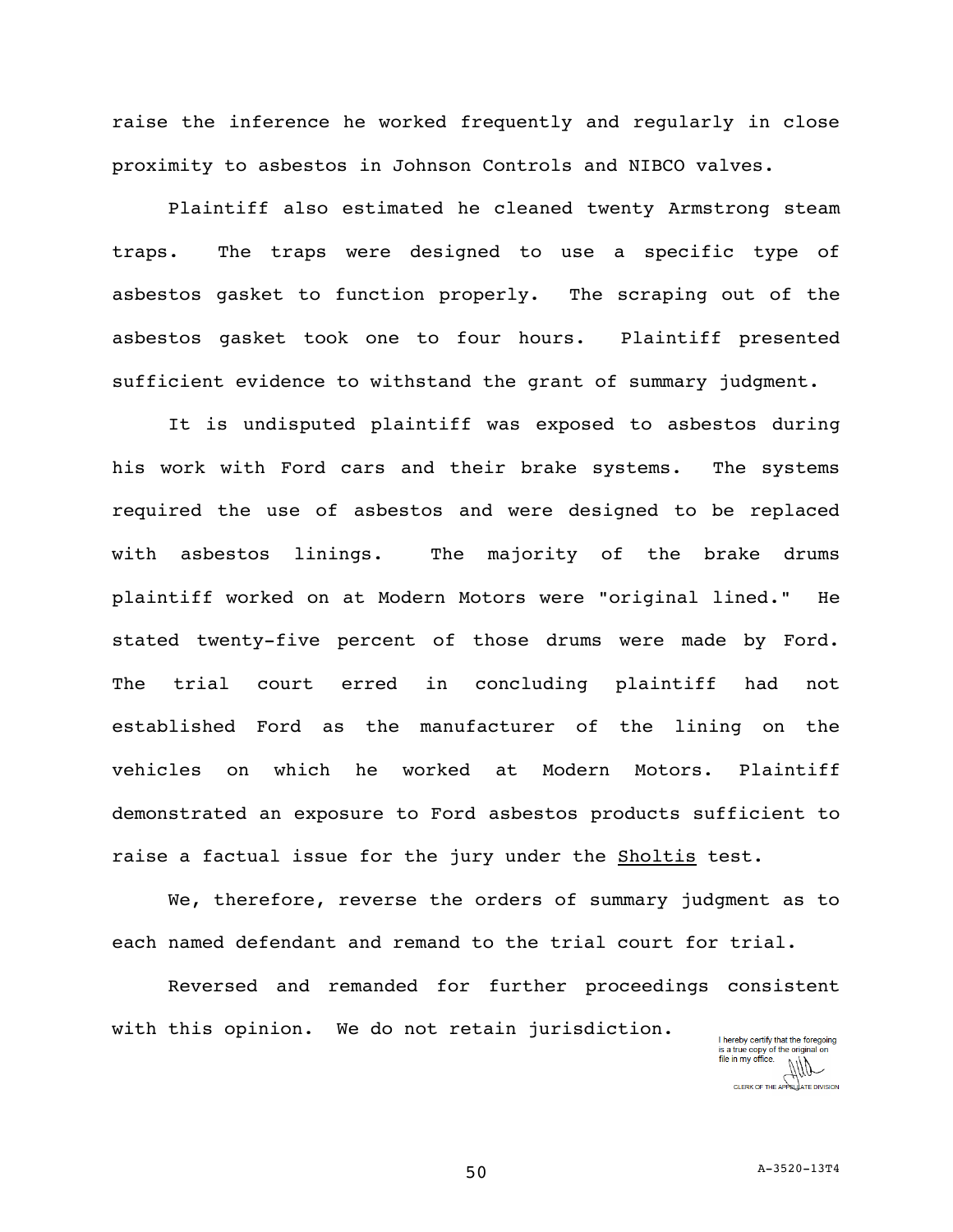raise the inference he worked frequently and regularly in close proximity to asbestos in Johnson Controls and NIBCO valves.

Plaintiff also estimated he cleaned twenty Armstrong steam traps. The traps were designed to use a specific type of asbestos gasket to function properly. The scraping out of the asbestos gasket took one to four hours. Plaintiff presented sufficient evidence to withstand the grant of summary judgment.

It is undisputed plaintiff was exposed to asbestos during his work with Ford cars and their brake systems. The systems required the use of asbestos and were designed to be replaced with asbestos linings. The majority of the brake drums plaintiff worked on at Modern Motors were "original lined." He stated twenty-five percent of those drums were made by Ford. The trial court erred in concluding plaintiff had not established Ford as the manufacturer of the lining on the vehicles on which he worked at Modern Motors. Plaintiff demonstrated an exposure to Ford asbestos products sufficient to raise a factual issue for the jury under the Sholtis test.

We, therefore, reverse the orders of summary judgment as to each named defendant and remand to the trial court for trial.

Reversed and remanded for further proceedings consistent with this opinion. We do not retain jurisdiction.

I hereby certify that the foregoing is a true copy of the original on file in my office.

CLERK OF THE APPELLATE DIVISION

A-3520-13T4